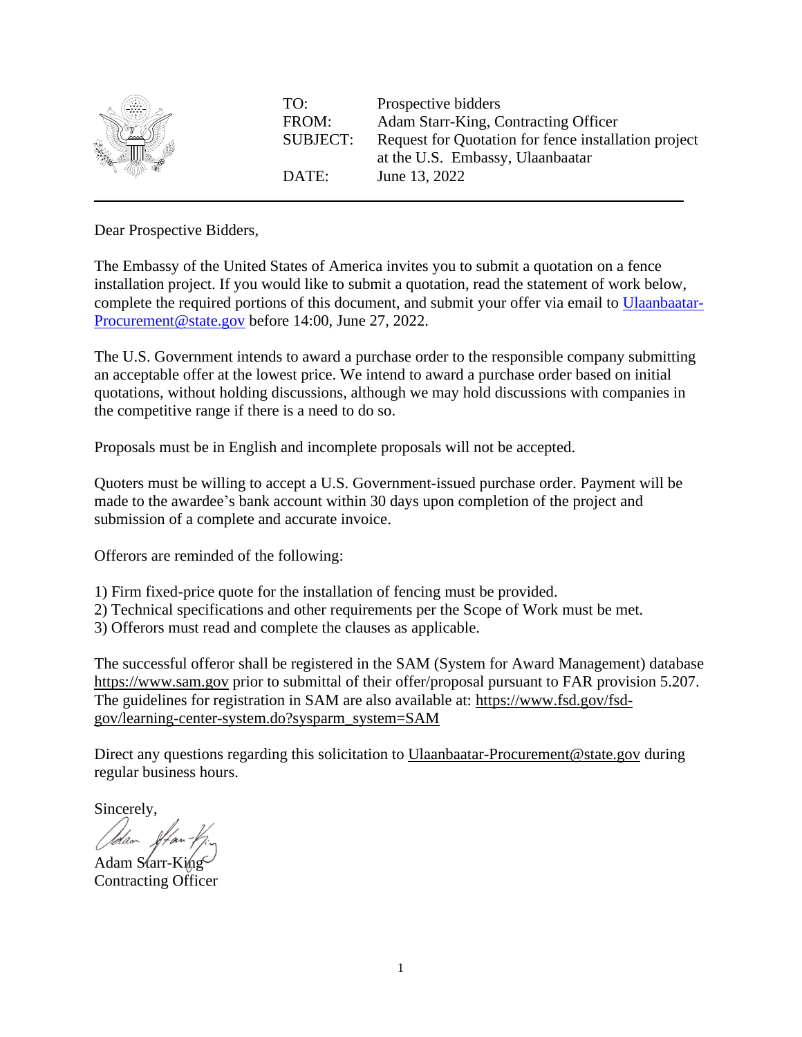| | |
|---|---|
| TO: | Prospective bidders |
| FROM: | Adam Starr-King, Contracting Officer |
| SUBJECT: | Request for Quotation for fence installation project at the U.S. Embassy, Ulaanbaatar |
| DATE: | June 13, 2022 |

---

Dear Prospective Bidders,

The Embassy of the United States of America invites you to submit a quotation on a fence installation project. If you would like to submit a quotation, read the statement of work below, complete the required portions of this document, and submit your offer via email to Ulaanbaatar-Procurement@state.gov before 14:00, June 27, 2022.

The U.S. Government intends to award a purchase order to the responsible company submitting an acceptable offer at the lowest price. We intend to award a purchase order based on initial quotations, without holding discussions, although we may hold discussions with companies in the competitive range if there is a need to do so.

Proposals must be in English and incomplete proposals will not be accepted.

Quoters must be willing to accept a U.S. Government-issued purchase order. Payment will be made to the awardee's bank account within 30 days upon completion of the project and submission of a complete and accurate invoice.

Offerors are reminded of the following:

1) Firm fixed-price quote for the installation of fencing must be provided.
2) Technical specifications and other requirements per the Scope of Work must be met.
3) Offerors must read and complete the clauses as applicable.

The successful offeror shall be registered in the SAM (System for Award Management) database https://www.sam.gov prior to submittal of their offer/proposal pursuant to FAR provision 5.207. The guidelines for registration in SAM are also available at: https://www.fsd.gov/fsd-gov/learning-center-system.do?sysparm_system=SAM

Direct any questions regarding this solicitation to Ulaanbaatar-Procurement@state.gov during regular business hours.

Sincerely,

Adam Starr-King
Contracting Officer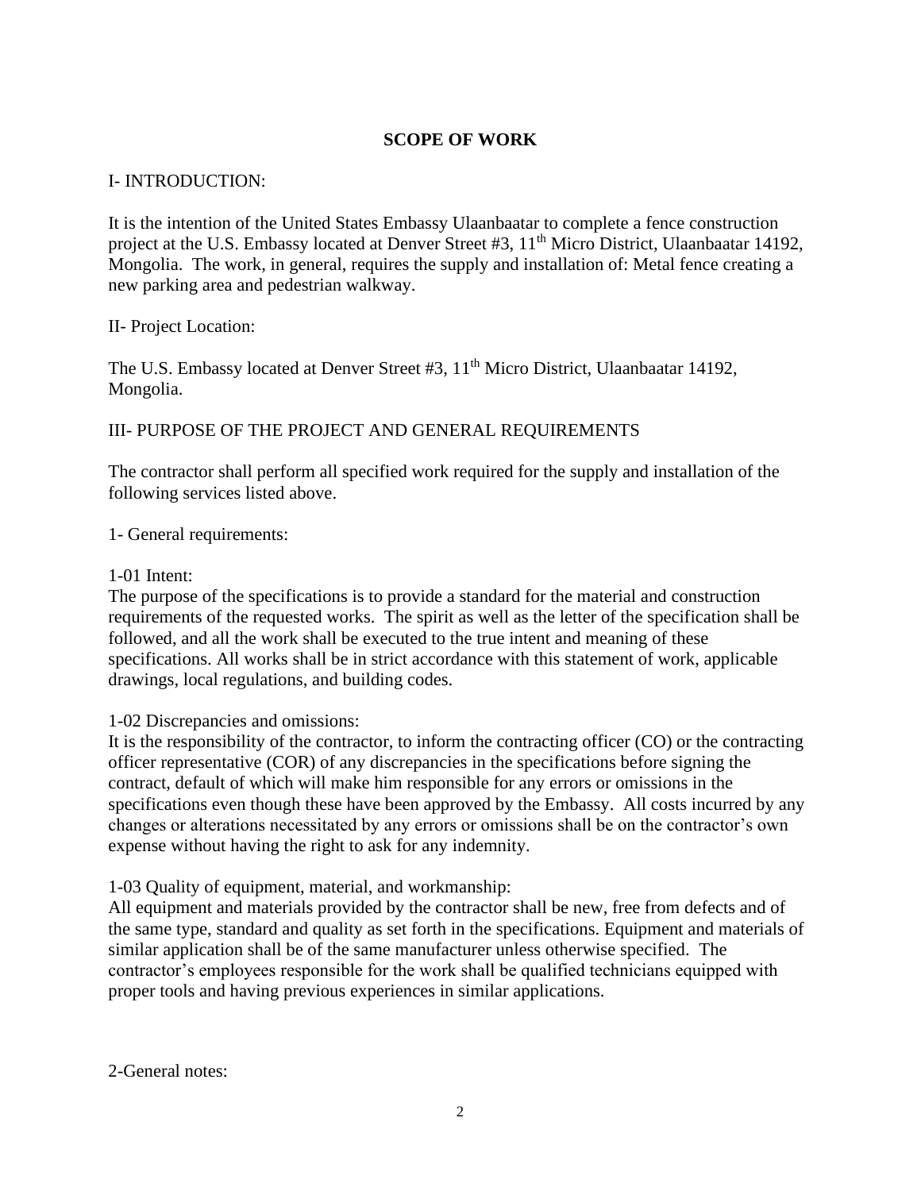## SCOPE OF WORK

I- INTRODUCTION:

It is the intention of the United States Embassy Ulaanbaatar to complete a fence construction project at the U.S. Embassy located at Denver Street #3, 11th Micro District, Ulaanbaatar 14192, Mongolia. The work, in general, requires the supply and installation of: Metal fence creating a new parking area and pedestrian walkway.

II- Project Location:

The U.S. Embassy located at Denver Street #3, 11th Micro District, Ulaanbaatar 14192, Mongolia.

III- PURPOSE OF THE PROJECT AND GENERAL REQUIREMENTS

The contractor shall perform all specified work required for the supply and installation of the following services listed above.

1- General requirements:

1-01 Intent:
The purpose of the specifications is to provide a standard for the material and construction requirements of the requested works. The spirit as well as the letter of the specification shall be followed, and all the work shall be executed to the true intent and meaning of these specifications. All works shall be in strict accordance with this statement of work, applicable drawings, local regulations, and building codes.

1-02 Discrepancies and omissions:
It is the responsibility of the contractor, to inform the contracting officer (CO) or the contracting officer representative (COR) of any discrepancies in the specifications before signing the contract, default of which will make him responsible for any errors or omissions in the specifications even though these have been approved by the Embassy. All costs incurred by any changes or alterations necessitated by any errors or omissions shall be on the contractor's own expense without having the right to ask for any indemnity.

1-03 Quality of equipment, material, and workmanship:
All equipment and materials provided by the contractor shall be new, free from defects and of the same type, standard and quality as set forth in the specifications. Equipment and materials of similar application shall be of the same manufacturer unless otherwise specified. The contractor's employees responsible for the work shall be qualified technicians equipped with proper tools and having previous experiences in similar applications.

2-General notes: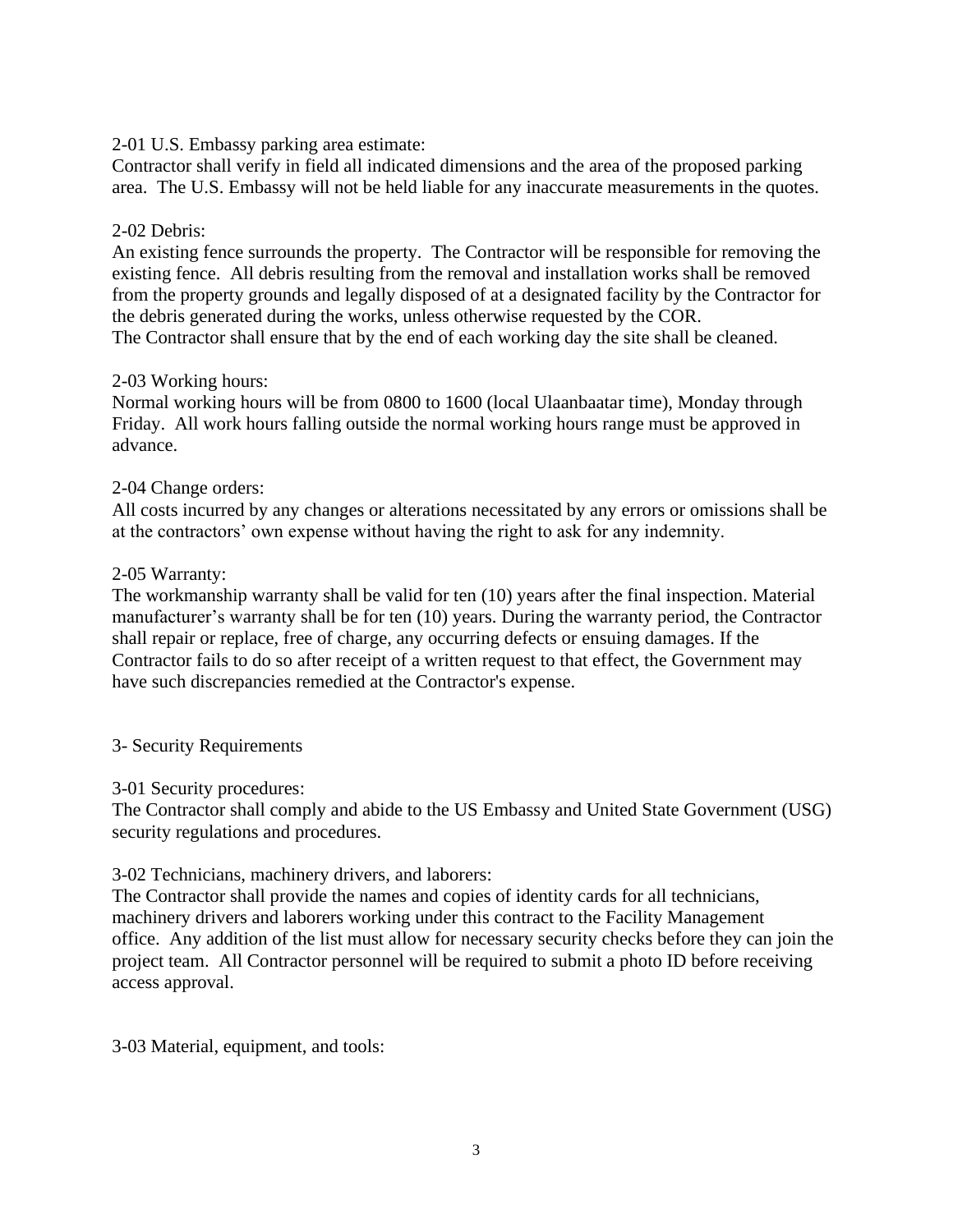2-01 U.S. Embassy parking area estimate:
Contractor shall verify in field all indicated dimensions and the area of the proposed parking area. The U.S. Embassy will not be held liable for any inaccurate measurements in the quotes.

2-02 Debris:
An existing fence surrounds the property. The Contractor will be responsible for removing the existing fence. All debris resulting from the removal and installation works shall be removed from the property grounds and legally disposed of at a designated facility by the Contractor for the debris generated during the works, unless otherwise requested by the COR.
The Contractor shall ensure that by the end of each working day the site shall be cleaned.

2-03 Working hours:
Normal working hours will be from 0800 to 1600 (local Ulaanbaatar time), Monday through Friday. All work hours falling outside the normal working hours range must be approved in advance.

2-04 Change orders:
All costs incurred by any changes or alterations necessitated by any errors or omissions shall be at the contractors' own expense without having the right to ask for any indemnity.

2-05 Warranty:
The workmanship warranty shall be valid for ten (10) years after the final inspection. Material manufacturer's warranty shall be for ten (10) years. During the warranty period, the Contractor shall repair or replace, free of charge, any occurring defects or ensuing damages. If the Contractor fails to do so after receipt of a written request to that effect, the Government may have such discrepancies remedied at the Contractor's expense.

## 3- Security Requirements

3-01 Security procedures:
The Contractor shall comply and abide to the US Embassy and United State Government (USG) security regulations and procedures.

3-02 Technicians, machinery drivers, and laborers:
The Contractor shall provide the names and copies of identity cards for all technicians, machinery drivers and laborers working under this contract to the Facility Management office. Any addition of the list must allow for necessary security checks before they can join the project team. All Contractor personnel will be required to submit a photo ID before receiving access approval.

3-03 Material, equipment, and tools: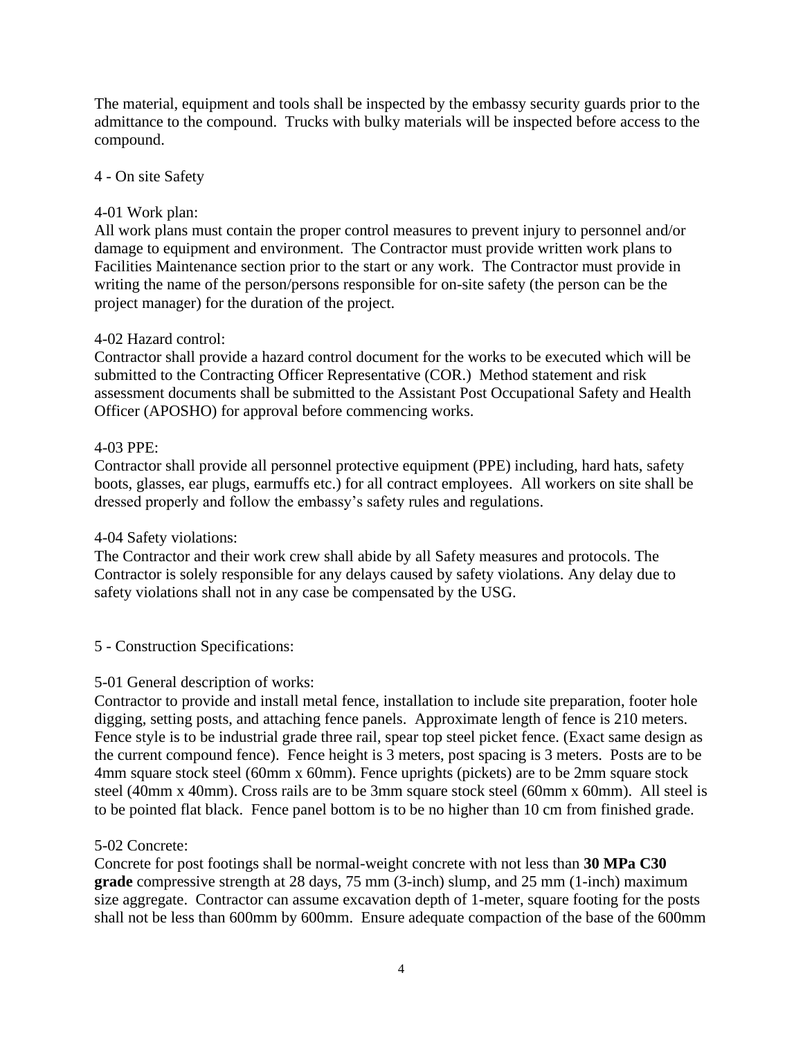The material, equipment and tools shall be inspected by the embassy security guards prior to the admittance to the compound. Trucks with bulky materials will be inspected before access to the compound.

4 - On site Safety

4-01 Work plan:
All work plans must contain the proper control measures to prevent injury to personnel and/or damage to equipment and environment. The Contractor must provide written work plans to Facilities Maintenance section prior to the start or any work. The Contractor must provide in writing the name of the person/persons responsible for on-site safety (the person can be the project manager) for the duration of the project.

4-02 Hazard control:
Contractor shall provide a hazard control document for the works to be executed which will be submitted to the Contracting Officer Representative (COR.) Method statement and risk assessment documents shall be submitted to the Assistant Post Occupational Safety and Health Officer (APOSHO) for approval before commencing works.

4-03 PPE:
Contractor shall provide all personnel protective equipment (PPE) including, hard hats, safety boots, glasses, ear plugs, earmuffs etc.) for all contract employees. All workers on site shall be dressed properly and follow the embassy's safety rules and regulations.

4-04 Safety violations:
The Contractor and their work crew shall abide by all Safety measures and protocols. The Contractor is solely responsible for any delays caused by safety violations. Any delay due to safety violations shall not in any case be compensated by the USG.

5 - Construction Specifications:

5-01 General description of works:
Contractor to provide and install metal fence, installation to include site preparation, footer hole digging, setting posts, and attaching fence panels. Approximate length of fence is 210 meters. Fence style is to be industrial grade three rail, spear top steel picket fence. (Exact same design as the current compound fence). Fence height is 3 meters, post spacing is 3 meters. Posts are to be 4mm square stock steel (60mm x 60mm). Fence uprights (pickets) are to be 2mm square stock steel (40mm x 40mm). Cross rails are to be 3mm square stock steel (60mm x 60mm). All steel is to be pointed flat black. Fence panel bottom is to be no higher than 10 cm from finished grade.

5-02 Concrete:
Concrete for post footings shall be normal-weight concrete with not less than **30 MPa C30 grade** compressive strength at 28 days, 75 mm (3-inch) slump, and 25 mm (1-inch) maximum size aggregate. Contractor can assume excavation depth of 1-meter, square footing for the posts shall not be less than 600mm by 600mm. Ensure adequate compaction of the base of the 600mm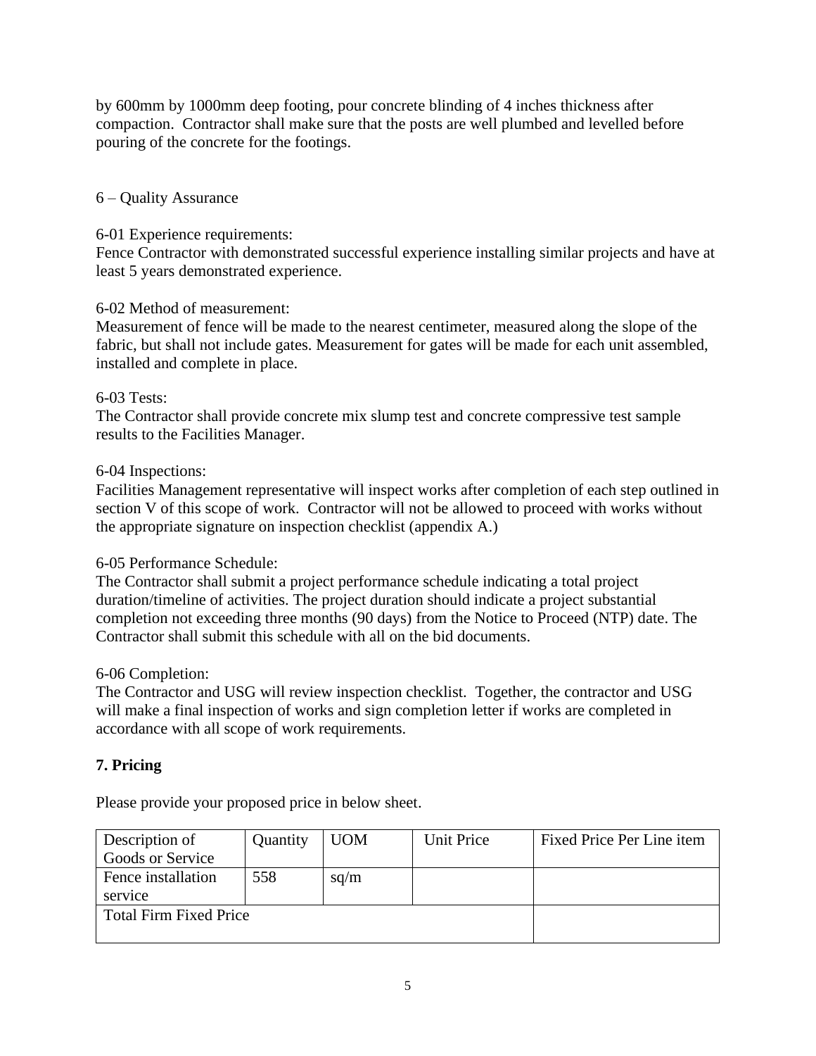by 600mm by 1000mm deep footing, pour concrete blinding of 4 inches thickness after compaction. Contractor shall make sure that the posts are well plumbed and levelled before pouring of the concrete for the footings.

6 – Quality Assurance

6-01 Experience requirements:
Fence Contractor with demonstrated successful experience installing similar projects and have at least 5 years demonstrated experience.

6-02 Method of measurement:
Measurement of fence will be made to the nearest centimeter, measured along the slope of the fabric, but shall not include gates. Measurement for gates will be made for each unit assembled, installed and complete in place.

6-03 Tests:
The Contractor shall provide concrete mix slump test and concrete compressive test sample results to the Facilities Manager.

6-04 Inspections:
Facilities Management representative will inspect works after completion of each step outlined in section V of this scope of work. Contractor will not be allowed to proceed with works without the appropriate signature on inspection checklist (appendix A.)

6-05 Performance Schedule:
The Contractor shall submit a project performance schedule indicating a total project duration/timeline of activities. The project duration should indicate a project substantial completion not exceeding three months (90 days) from the Notice to Proceed (NTP) date. The Contractor shall submit this schedule with all on the bid documents.

6-06 Completion:
The Contractor and USG will review inspection checklist. Together, the contractor and USG will make a final inspection of works and sign completion letter if works are completed in accordance with all scope of work requirements.

## 7. Pricing

Please provide your proposed price in below sheet.

| Description of Goods or Service | Quantity | UOM | Unit Price | Fixed Price Per Line item |
|---|---|---|---|---|
| Fence installation service | 558 | sq/m | | |
| Total Firm Fixed Price | | | | |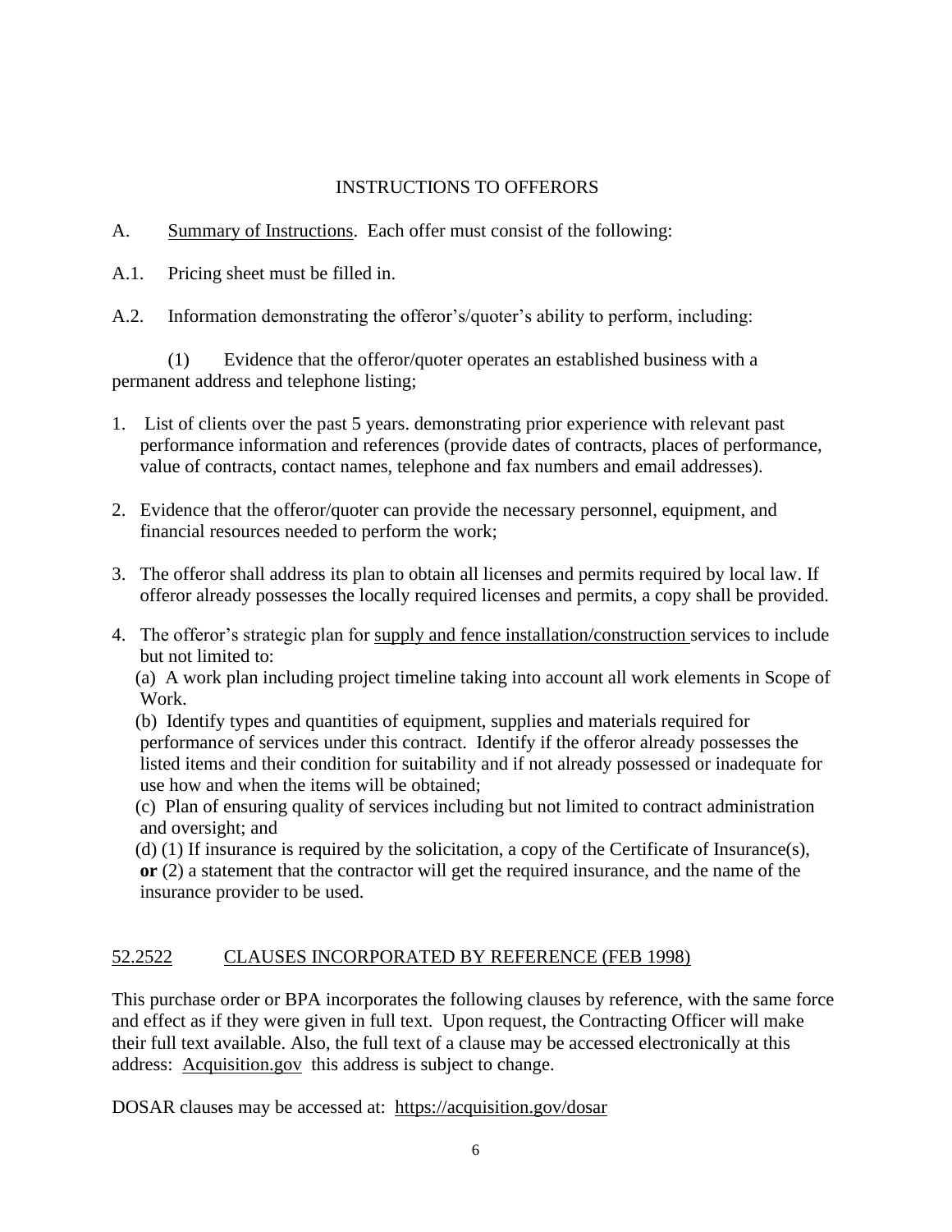# INSTRUCTIONS TO OFFERORS

A. Summary of Instructions. Each offer must consist of the following:

A.1. Pricing sheet must be filled in.

A.2. Information demonstrating the offeror's/quoter's ability to perform, including:

(1) Evidence that the offeror/quoter operates an established business with a permanent address and telephone listing;

1. List of clients over the past 5 years. demonstrating prior experience with relevant past performance information and references (provide dates of contracts, places of performance, value of contracts, contact names, telephone and fax numbers and email addresses).

2. Evidence that the offeror/quoter can provide the necessary personnel, equipment, and financial resources needed to perform the work;

3. The offeror shall address its plan to obtain all licenses and permits required by local law. If offeror already possesses the locally required licenses and permits, a copy shall be provided.

4. The offeror's strategic plan for supply and fence installation/construction services to include but not limited to:

   (a) A work plan including project timeline taking into account all work elements in Scope of Work.

   (b) Identify types and quantities of equipment, supplies and materials required for performance of services under this contract. Identify if the offeror already possesses the listed items and their condition for suitability and if not already possessed or inadequate for use how and when the items will be obtained;

   (c) Plan of ensuring quality of services including but not limited to contract administration and oversight; and

   (d) (1) If insurance is required by the solicitation, a copy of the Certificate of Insurance(s), **or** (2) a statement that the contractor will get the required insurance, and the name of the insurance provider to be used.

## 52.2522 CLAUSES INCORPORATED BY REFERENCE (FEB 1998)

This purchase order or BPA incorporates the following clauses by reference, with the same force and effect as if they were given in full text. Upon request, the Contracting Officer will make their full text available. Also, the full text of a clause may be accessed electronically at this address: Acquisition.gov this address is subject to change.

DOSAR clauses may be accessed at: https://acquisition.gov/dosar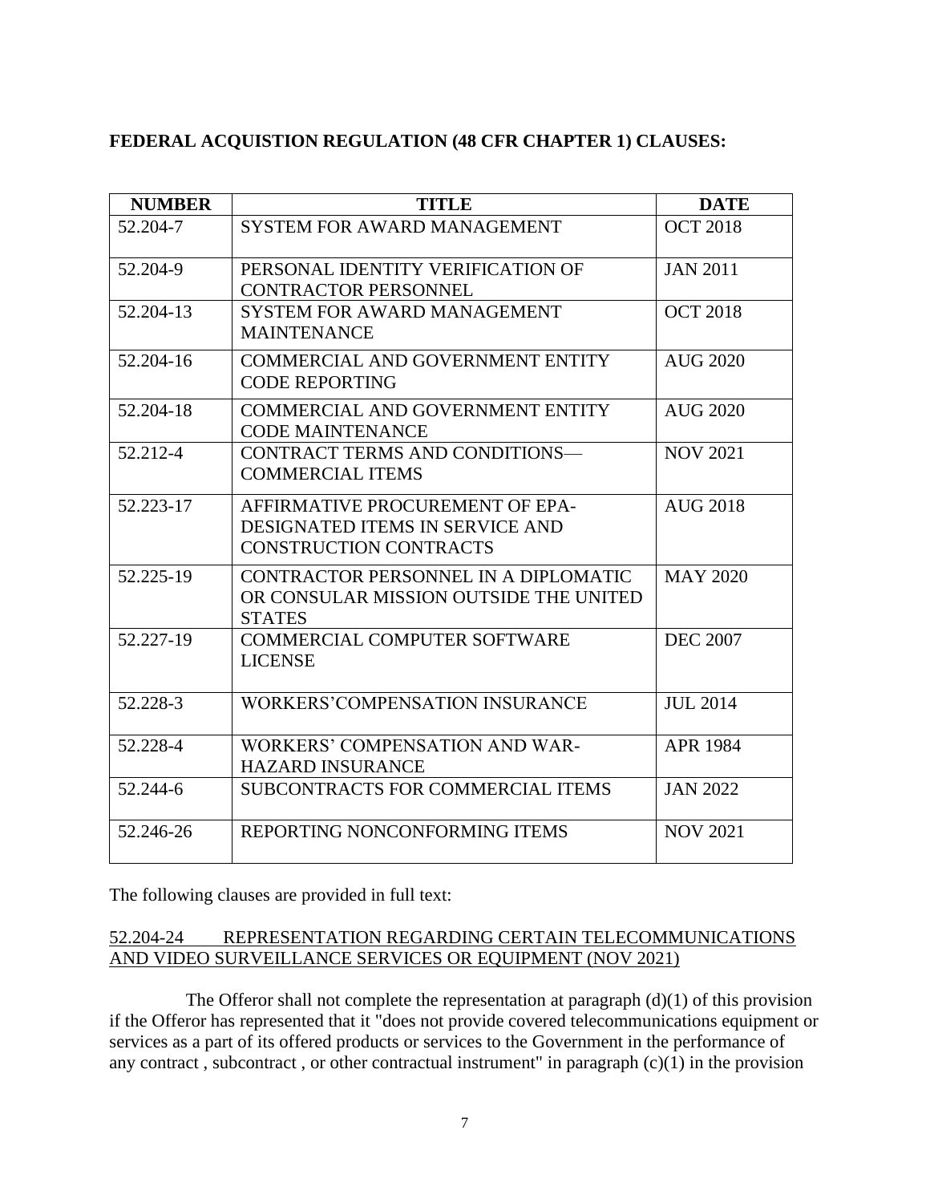**FEDERAL ACQUISTION REGULATION (48 CFR CHAPTER 1) CLAUSES:**

| NUMBER | TITLE | DATE |
|---|---|---|
| 52.204-7 | SYSTEM FOR AWARD MANAGEMENT | OCT 2018 |
| 52.204-9 | PERSONAL IDENTITY VERIFICATION OF CONTRACTOR PERSONNEL | JAN 2011 |
| 52.204-13 | SYSTEM FOR AWARD MANAGEMENT MAINTENANCE | OCT 2018 |
| 52.204-16 | COMMERCIAL AND GOVERNMENT ENTITY CODE REPORTING | AUG 2020 |
| 52.204-18 | COMMERCIAL AND GOVERNMENT ENTITY CODE MAINTENANCE | AUG 2020 |
| 52.212-4 | CONTRACT TERMS AND CONDITIONS—COMMERCIAL ITEMS | NOV 2021 |
| 52.223-17 | AFFIRMATIVE PROCUREMENT OF EPA-DESIGNATED ITEMS IN SERVICE AND CONSTRUCTION CONTRACTS | AUG 2018 |
| 52.225-19 | CONTRACTOR PERSONNEL IN A DIPLOMATIC OR CONSULAR MISSION OUTSIDE THE UNITED STATES | MAY 2020 |
| 52.227-19 | COMMERCIAL COMPUTER SOFTWARE LICENSE | DEC 2007 |
| 52.228-3 | WORKERS'COMPENSATION INSURANCE | JUL 2014 |
| 52.228-4 | WORKERS' COMPENSATION AND WAR-HAZARD INSURANCE | APR 1984 |
| 52.244-6 | SUBCONTRACTS FOR COMMERCIAL ITEMS | JAN 2022 |
| 52.246-26 | REPORTING NONCONFORMING ITEMS | NOV 2021 |

The following clauses are provided in full text:

52.204-24 REPRESENTATION REGARDING CERTAIN TELECOMMUNICATIONS AND VIDEO SURVEILLANCE SERVICES OR EQUIPMENT (NOV 2021)

The Offeror shall not complete the representation at paragraph (d)(1) of this provision if the Offeror has represented that it "does not provide covered telecommunications equipment or services as a part of its offered products or services to the Government in the performance of any contract , subcontract , or other contractual instrument" in paragraph (c)(1) in the provision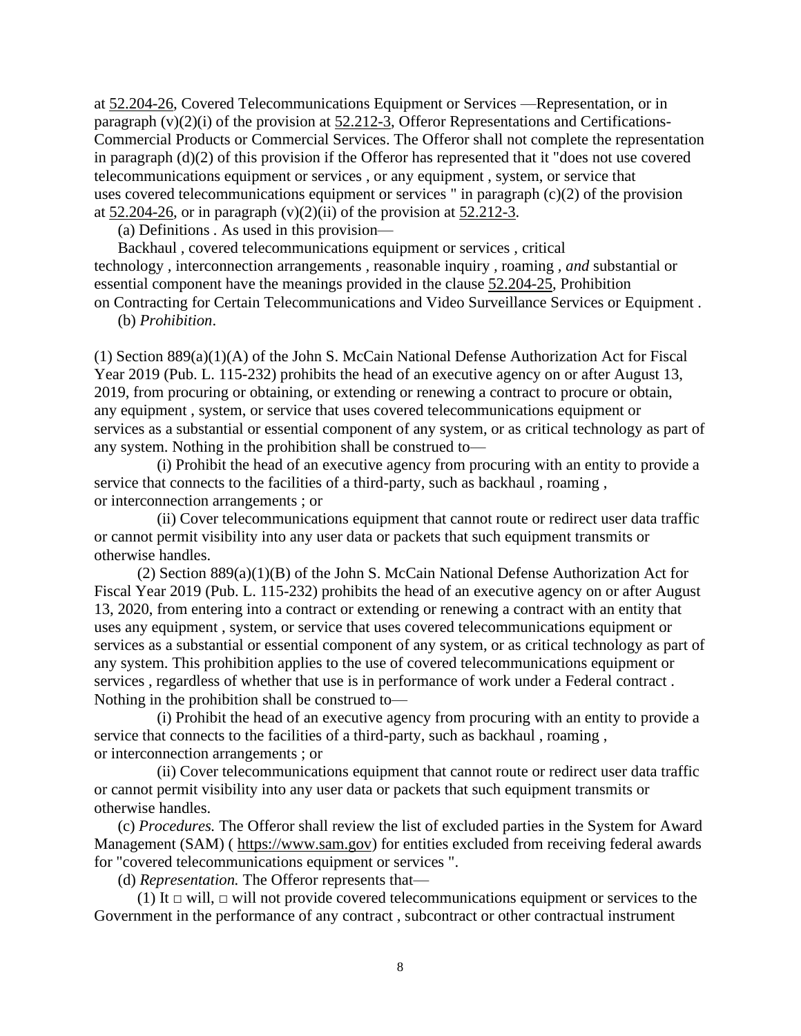at 52.204-26, Covered Telecommunications Equipment or Services —Representation, or in paragraph (v)(2)(i) of the provision at 52.212-3, Offeror Representations and Certifications-Commercial Products or Commercial Services. The Offeror shall not complete the representation in paragraph (d)(2) of this provision if the Offeror has represented that it "does not use covered telecommunications equipment or services , or any equipment , system, or service that uses covered telecommunications equipment or services " in paragraph (c)(2) of the provision at 52.204-26, or in paragraph (v)(2)(ii) of the provision at 52.212-3.

(a) Definitions . As used in this provision—

Backhaul , covered telecommunications equipment or services , critical technology , interconnection arrangements , reasonable inquiry , roaming , *and* substantial or essential component have the meanings provided in the clause 52.204-25, Prohibition on Contracting for Certain Telecommunications and Video Surveillance Services or Equipment .

(b) *Prohibition*.

(1) Section 889(a)(1)(A) of the John S. McCain National Defense Authorization Act for Fiscal Year 2019 (Pub. L. 115-232) prohibits the head of an executive agency on or after August 13, 2019, from procuring or obtaining, or extending or renewing a contract to procure or obtain, any equipment , system, or service that uses covered telecommunications equipment or services as a substantial or essential component of any system, or as critical technology as part of any system. Nothing in the prohibition shall be construed to—

(i) Prohibit the head of an executive agency from procuring with an entity to provide a service that connects to the facilities of a third-party, such as backhaul , roaming , or interconnection arrangements ; or

(ii) Cover telecommunications equipment that cannot route or redirect user data traffic or cannot permit visibility into any user data or packets that such equipment transmits or otherwise handles.

(2) Section 889(a)(1)(B) of the John S. McCain National Defense Authorization Act for Fiscal Year 2019 (Pub. L. 115-232) prohibits the head of an executive agency on or after August 13, 2020, from entering into a contract or extending or renewing a contract with an entity that uses any equipment , system, or service that uses covered telecommunications equipment or services as a substantial or essential component of any system, or as critical technology as part of any system. This prohibition applies to the use of covered telecommunications equipment or services , regardless of whether that use is in performance of work under a Federal contract . Nothing in the prohibition shall be construed to—

(i) Prohibit the head of an executive agency from procuring with an entity to provide a service that connects to the facilities of a third-party, such as backhaul , roaming , or interconnection arrangements ; or

(ii) Cover telecommunications equipment that cannot route or redirect user data traffic or cannot permit visibility into any user data or packets that such equipment transmits or otherwise handles.

(c) *Procedures.* The Offeror shall review the list of excluded parties in the System for Award Management (SAM) ( https://www.sam.gov) for entities excluded from receiving federal awards for "covered telecommunications equipment or services ".

(d) *Representation.* The Offeror represents that—

(1) It □ will, □ will not provide covered telecommunications equipment or services to the Government in the performance of any contract , subcontract or other contractual instrument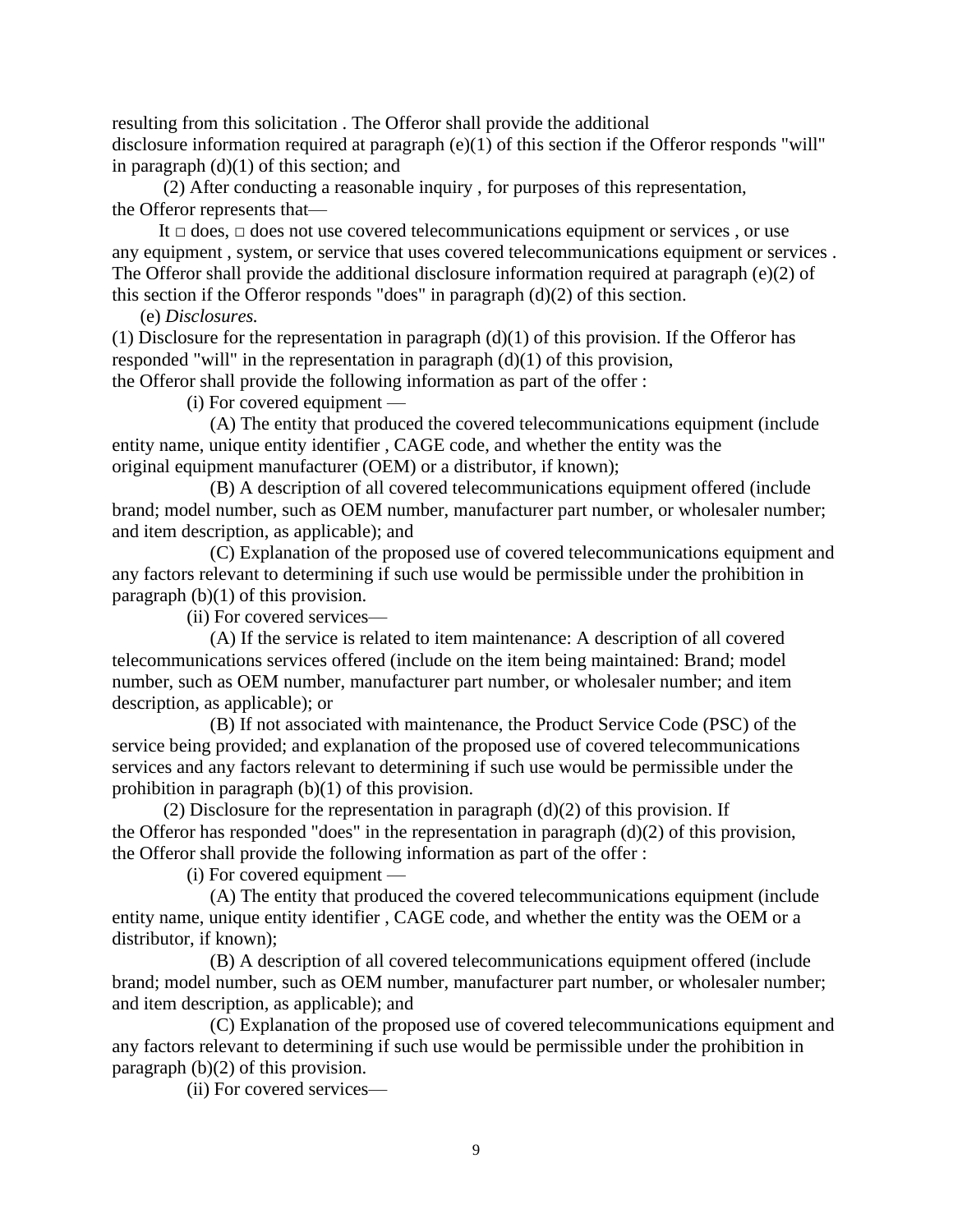resulting from this solicitation . The Offeror shall provide the additional disclosure information required at paragraph (e)(1) of this section if the Offeror responds "will" in paragraph (d)(1) of this section; and

(2) After conducting a reasonable inquiry , for purposes of this representation, the Offeror represents that—

It □ does, □ does not use covered telecommunications equipment or services , or use any equipment , system, or service that uses covered telecommunications equipment or services . The Offeror shall provide the additional disclosure information required at paragraph (e)(2) of this section if the Offeror responds "does" in paragraph (d)(2) of this section.

(e) *Disclosures.*

(1) Disclosure for the representation in paragraph (d)(1) of this provision. If the Offeror has responded "will" in the representation in paragraph (d)(1) of this provision, the Offeror shall provide the following information as part of the offer :

(i) For covered equipment —

(A) The entity that produced the covered telecommunications equipment (include entity name, unique entity identifier , CAGE code, and whether the entity was the original equipment manufacturer (OEM) or a distributor, if known);

(B) A description of all covered telecommunications equipment offered (include brand; model number, such as OEM number, manufacturer part number, or wholesaler number; and item description, as applicable); and

(C) Explanation of the proposed use of covered telecommunications equipment and any factors relevant to determining if such use would be permissible under the prohibition in paragraph (b)(1) of this provision.

(ii) For covered services—

(A) If the service is related to item maintenance: A description of all covered telecommunications services offered (include on the item being maintained: Brand; model number, such as OEM number, manufacturer part number, or wholesaler number; and item description, as applicable); or

(B) If not associated with maintenance, the Product Service Code (PSC) of the service being provided; and explanation of the proposed use of covered telecommunications services and any factors relevant to determining if such use would be permissible under the prohibition in paragraph (b)(1) of this provision.

(2) Disclosure for the representation in paragraph (d)(2) of this provision. If the Offeror has responded "does" in the representation in paragraph (d)(2) of this provision, the Offeror shall provide the following information as part of the offer :

(i) For covered equipment —

(A) The entity that produced the covered telecommunications equipment (include entity name, unique entity identifier , CAGE code, and whether the entity was the OEM or a distributor, if known);

(B) A description of all covered telecommunications equipment offered (include brand; model number, such as OEM number, manufacturer part number, or wholesaler number; and item description, as applicable); and

(C) Explanation of the proposed use of covered telecommunications equipment and any factors relevant to determining if such use would be permissible under the prohibition in paragraph (b)(2) of this provision.

(ii) For covered services—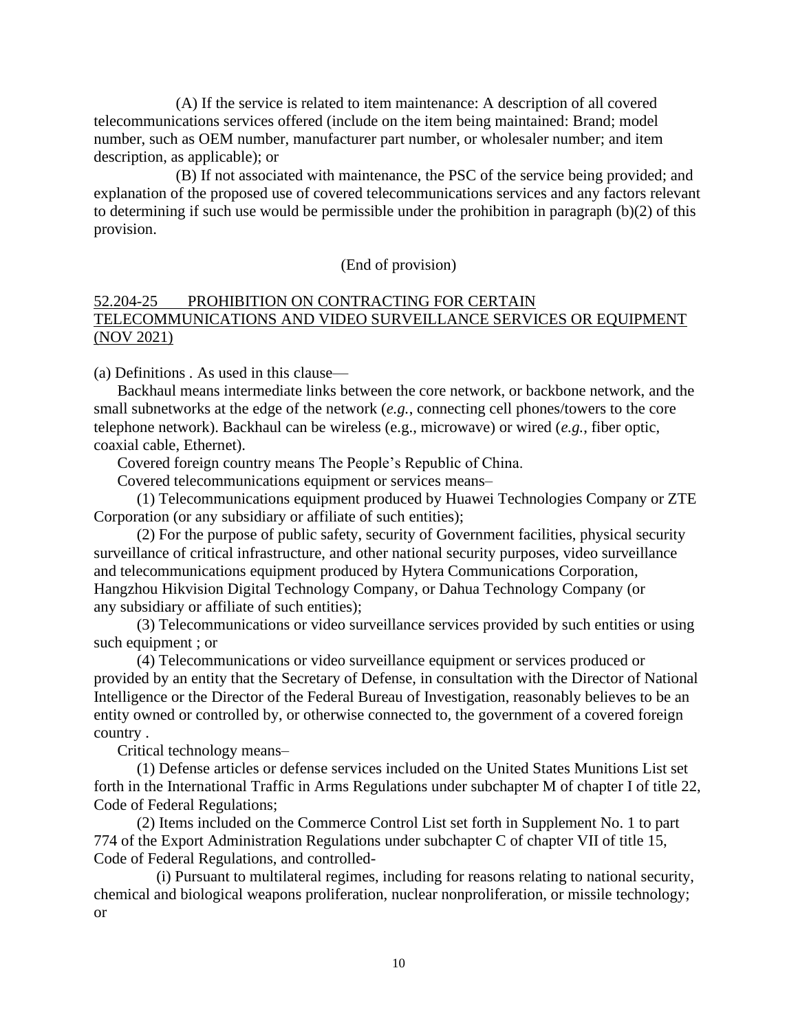(A) If the service is related to item maintenance: A description of all covered telecommunications services offered (include on the item being maintained: Brand; model number, such as OEM number, manufacturer part number, or wholesaler number; and item description, as applicable); or

(B) If not associated with maintenance, the PSC of the service being provided; and explanation of the proposed use of covered telecommunications services and any factors relevant to determining if such use would be permissible under the prohibition in paragraph (b)(2) of this provision.

(End of provision)

## 52.204-25 PROHIBITION ON CONTRACTING FOR CERTAIN TELECOMMUNICATIONS AND VIDEO SURVEILLANCE SERVICES OR EQUIPMENT (NOV 2021)

(a) Definitions . As used in this clause—

Backhaul means intermediate links between the core network, or backbone network, and the small subnetworks at the edge of the network (*e.g.*, connecting cell phones/towers to the core telephone network). Backhaul can be wireless (e.g., microwave) or wired (*e.g.*, fiber optic, coaxial cable, Ethernet).

Covered foreign country means The People's Republic of China.

Covered telecommunications equipment or services means–

(1) Telecommunications equipment produced by Huawei Technologies Company or ZTE Corporation (or any subsidiary or affiliate of such entities);

(2) For the purpose of public safety, security of Government facilities, physical security surveillance of critical infrastructure, and other national security purposes, video surveillance and telecommunications equipment produced by Hytera Communications Corporation, Hangzhou Hikvision Digital Technology Company, or Dahua Technology Company (or any subsidiary or affiliate of such entities);

(3) Telecommunications or video surveillance services provided by such entities or using such equipment ; or

(4) Telecommunications or video surveillance equipment or services produced or provided by an entity that the Secretary of Defense, in consultation with the Director of National Intelligence or the Director of the Federal Bureau of Investigation, reasonably believes to be an entity owned or controlled by, or otherwise connected to, the government of a covered foreign country .

Critical technology means–

(1) Defense articles or defense services included on the United States Munitions List set forth in the International Traffic in Arms Regulations under subchapter M of chapter I of title 22, Code of Federal Regulations;

(2) Items included on the Commerce Control List set forth in Supplement No. 1 to part 774 of the Export Administration Regulations under subchapter C of chapter VII of title 15, Code of Federal Regulations, and controlled-

(i) Pursuant to multilateral regimes, including for reasons relating to national security, chemical and biological weapons proliferation, nuclear nonproliferation, or missile technology; or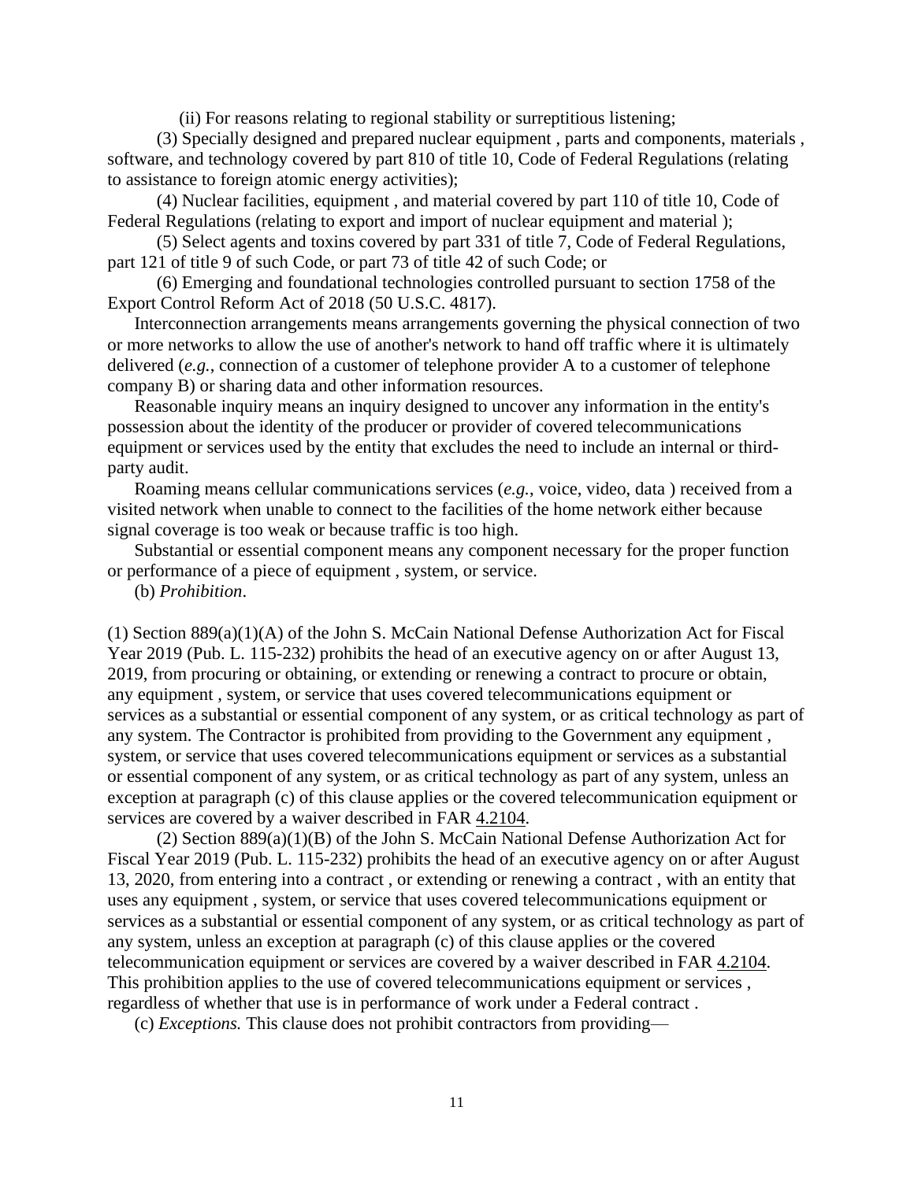(ii) For reasons relating to regional stability or surreptitious listening;

(3) Specially designed and prepared nuclear equipment , parts and components, materials , software, and technology covered by part 810 of title 10, Code of Federal Regulations (relating to assistance to foreign atomic energy activities);

(4) Nuclear facilities, equipment , and material covered by part 110 of title 10, Code of Federal Regulations (relating to export and import of nuclear equipment and material );

(5) Select agents and toxins covered by part 331 of title 7, Code of Federal Regulations, part 121 of title 9 of such Code, or part 73 of title 42 of such Code; or

(6) Emerging and foundational technologies controlled pursuant to section 1758 of the Export Control Reform Act of 2018 (50 U.S.C. 4817).

Interconnection arrangements means arrangements governing the physical connection of two or more networks to allow the use of another's network to hand off traffic where it is ultimately delivered (*e.g.*, connection of a customer of telephone provider A to a customer of telephone company B) or sharing data and other information resources.

Reasonable inquiry means an inquiry designed to uncover any information in the entity's possession about the identity of the producer or provider of covered telecommunications equipment or services used by the entity that excludes the need to include an internal or third-party audit.

Roaming means cellular communications services (*e.g.*, voice, video, data ) received from a visited network when unable to connect to the facilities of the home network either because signal coverage is too weak or because traffic is too high.

Substantial or essential component means any component necessary for the proper function or performance of a piece of equipment , system, or service.

(b) *Prohibition*.

(1) Section 889(a)(1)(A) of the John S. McCain National Defense Authorization Act for Fiscal Year 2019 (Pub. L. 115-232) prohibits the head of an executive agency on or after August 13, 2019, from procuring or obtaining, or extending or renewing a contract to procure or obtain, any equipment , system, or service that uses covered telecommunications equipment or services as a substantial or essential component of any system, or as critical technology as part of any system. The Contractor is prohibited from providing to the Government any equipment , system, or service that uses covered telecommunications equipment or services as a substantial or essential component of any system, or as critical technology as part of any system, unless an exception at paragraph (c) of this clause applies or the covered telecommunication equipment or services are covered by a waiver described in FAR 4.2104.

(2) Section 889(a)(1)(B) of the John S. McCain National Defense Authorization Act for Fiscal Year 2019 (Pub. L. 115-232) prohibits the head of an executive agency on or after August 13, 2020, from entering into a contract , or extending or renewing a contract , with an entity that uses any equipment , system, or service that uses covered telecommunications equipment or services as a substantial or essential component of any system, or as critical technology as part of any system, unless an exception at paragraph (c) of this clause applies or the covered telecommunication equipment or services are covered by a waiver described in FAR 4.2104. This prohibition applies to the use of covered telecommunications equipment or services , regardless of whether that use is in performance of work under a Federal contract .

(c) *Exceptions.* This clause does not prohibit contractors from providing—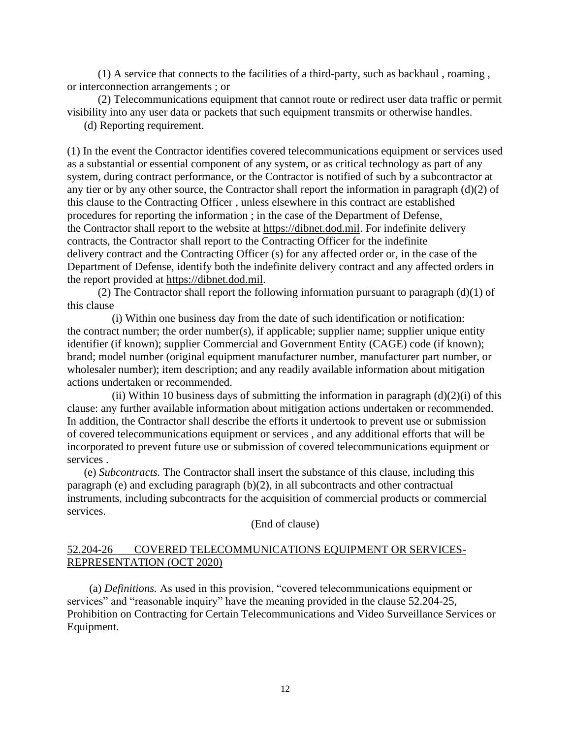(1) A service that connects to the facilities of a third-party, such as backhaul , roaming , or interconnection arrangements ; or

(2) Telecommunications equipment that cannot route or redirect user data traffic or permit visibility into any user data or packets that such equipment transmits or otherwise handles.

(d) Reporting requirement.

(1) In the event the Contractor identifies covered telecommunications equipment or services used as a substantial or essential component of any system, or as critical technology as part of any system, during contract performance, or the Contractor is notified of such by a subcontractor at any tier or by any other source, the Contractor shall report the information in paragraph (d)(2) of this clause to the Contracting Officer , unless elsewhere in this contract are established procedures for reporting the information ; in the case of the Department of Defense, the Contractor shall report to the website at https://dibnet.dod.mil. For indefinite delivery contracts, the Contractor shall report to the Contracting Officer for the indefinite delivery contract and the Contracting Officer (s) for any affected order or, in the case of the Department of Defense, identify both the indefinite delivery contract and any affected orders in the report provided at https://dibnet.dod.mil.

(2) The Contractor shall report the following information pursuant to paragraph (d)(1) of this clause

(i) Within one business day from the date of such identification or notification: the contract number; the order number(s), if applicable; supplier name; supplier unique entity identifier (if known); supplier Commercial and Government Entity (CAGE) code (if known); brand; model number (original equipment manufacturer number, manufacturer part number, or wholesaler number); item description; and any readily available information about mitigation actions undertaken or recommended.

(ii) Within 10 business days of submitting the information in paragraph (d)(2)(i) of this clause: any further available information about mitigation actions undertaken or recommended. In addition, the Contractor shall describe the efforts it undertook to prevent use or submission of covered telecommunications equipment or services , and any additional efforts that will be incorporated to prevent future use or submission of covered telecommunications equipment or services .

(e) *Subcontracts.* The Contractor shall insert the substance of this clause, including this paragraph (e) and excluding paragraph (b)(2), in all subcontracts and other contractual instruments, including subcontracts for the acquisition of commercial products or commercial services.

(End of clause)

52.204-26 COVERED TELECOMMUNICATIONS EQUIPMENT OR SERVICES-REPRESENTATION (OCT 2020)

(a) *Definitions.* As used in this provision, "covered telecommunications equipment or services" and "reasonable inquiry" have the meaning provided in the clause 52.204-25, Prohibition on Contracting for Certain Telecommunications and Video Surveillance Services or Equipment.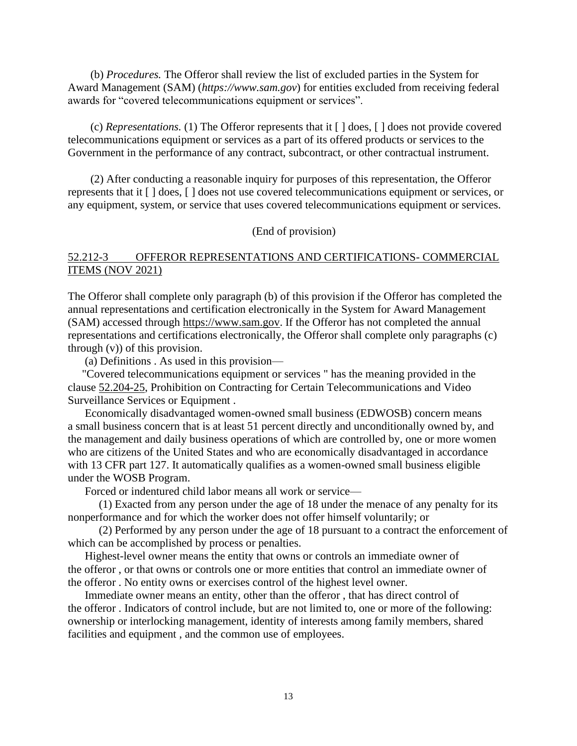(b) *Procedures.* The Offeror shall review the list of excluded parties in the System for Award Management (SAM) (*https://www.sam.gov*) for entities excluded from receiving federal awards for "covered telecommunications equipment or services".

(c) *Representations.* (1) The Offeror represents that it [ ] does, [ ] does not provide covered telecommunications equipment or services as a part of its offered products or services to the Government in the performance of any contract, subcontract, or other contractual instrument.

(2) After conducting a reasonable inquiry for purposes of this representation, the Offeror represents that it [ ] does, [ ] does not use covered telecommunications equipment or services, or any equipment, system, or service that uses covered telecommunications equipment or services.

(End of provision)

## 52.212-3 OFFEROR REPRESENTATIONS AND CERTIFICATIONS- COMMERCIAL ITEMS (NOV 2021)

The Offeror shall complete only paragraph (b) of this provision if the Offeror has completed the annual representations and certification electronically in the System for Award Management (SAM) accessed through https://www.sam.gov. If the Offeror has not completed the annual representations and certifications electronically, the Offeror shall complete only paragraphs (c) through (v)) of this provision.

(a) Definitions . As used in this provision—

"Covered telecommunications equipment or services " has the meaning provided in the clause 52.204-25, Prohibition on Contracting for Certain Telecommunications and Video Surveillance Services or Equipment .

Economically disadvantaged women-owned small business (EDWOSB) concern means a small business concern that is at least 51 percent directly and unconditionally owned by, and the management and daily business operations of which are controlled by, one or more women who are citizens of the United States and who are economically disadvantaged in accordance with 13 CFR part 127. It automatically qualifies as a women-owned small business eligible under the WOSB Program.

Forced or indentured child labor means all work or service—

(1) Exacted from any person under the age of 18 under the menace of any penalty for its nonperformance and for which the worker does not offer himself voluntarily; or

(2) Performed by any person under the age of 18 pursuant to a contract the enforcement of which can be accomplished by process or penalties.

Highest-level owner means the entity that owns or controls an immediate owner of the offeror , or that owns or controls one or more entities that control an immediate owner of the offeror . No entity owns or exercises control of the highest level owner.

Immediate owner means an entity, other than the offeror , that has direct control of the offeror . Indicators of control include, but are not limited to, one or more of the following: ownership or interlocking management, identity of interests among family members, shared facilities and equipment , and the common use of employees.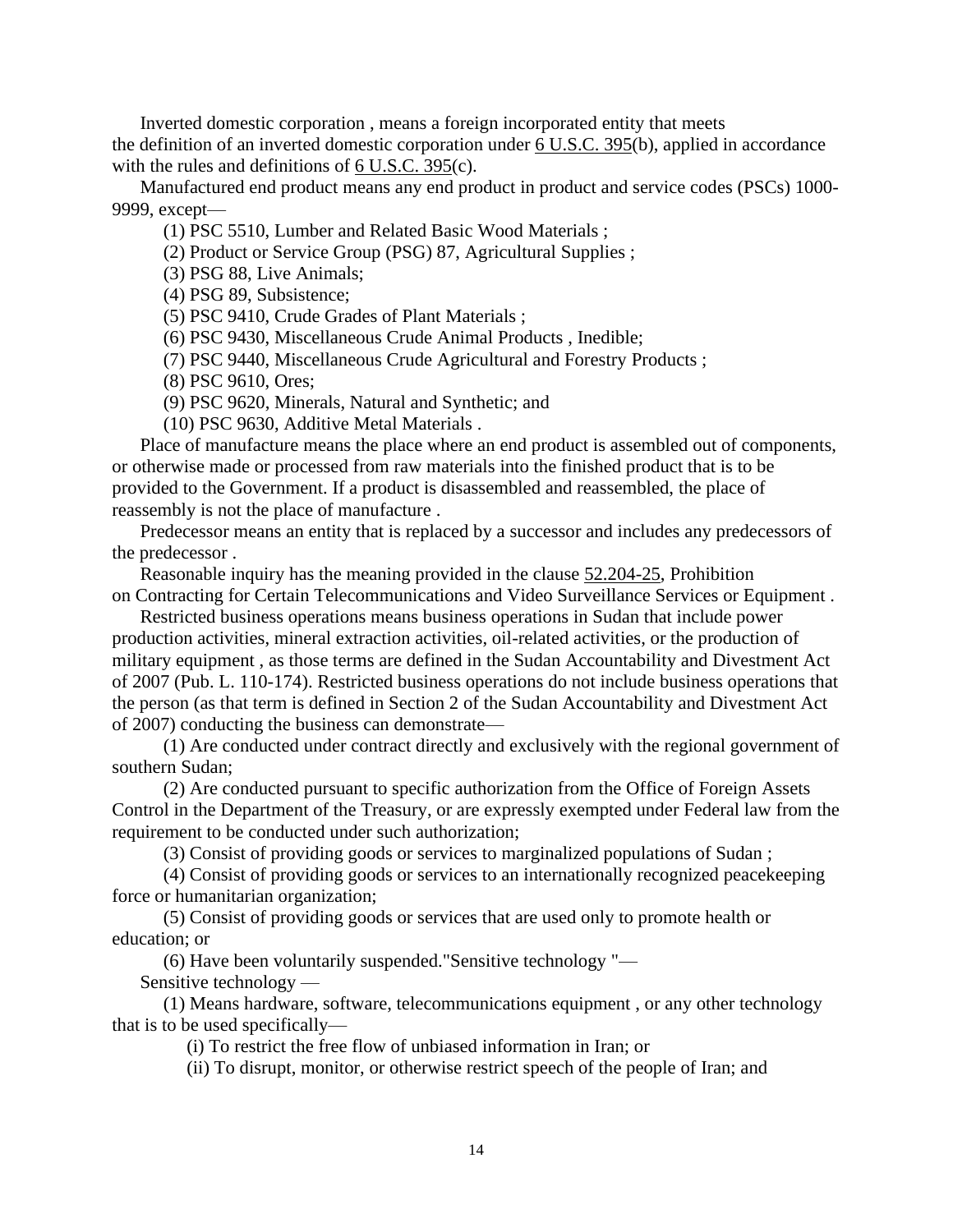Inverted domestic corporation , means a foreign incorporated entity that meets the definition of an inverted domestic corporation under 6 U.S.C. 395(b), applied in accordance with the rules and definitions of 6 U.S.C. 395(c).

Manufactured end product means any end product in product and service codes (PSCs) 1000-9999, except—

(1) PSC 5510, Lumber and Related Basic Wood Materials ;

(2) Product or Service Group (PSG) 87, Agricultural Supplies ;

(3) PSG 88, Live Animals;

(4) PSG 89, Subsistence;

(5) PSC 9410, Crude Grades of Plant Materials ;

(6) PSC 9430, Miscellaneous Crude Animal Products , Inedible;

(7) PSC 9440, Miscellaneous Crude Agricultural and Forestry Products ;

(8) PSC 9610, Ores;

(9) PSC 9620, Minerals, Natural and Synthetic; and

(10) PSC 9630, Additive Metal Materials .

Place of manufacture means the place where an end product is assembled out of components, or otherwise made or processed from raw materials into the finished product that is to be provided to the Government. If a product is disassembled and reassembled, the place of reassembly is not the place of manufacture .

Predecessor means an entity that is replaced by a successor and includes any predecessors of the predecessor .

Reasonable inquiry has the meaning provided in the clause 52.204-25, Prohibition on Contracting for Certain Telecommunications and Video Surveillance Services or Equipment .

Restricted business operations means business operations in Sudan that include power production activities, mineral extraction activities, oil-related activities, or the production of military equipment , as those terms are defined in the Sudan Accountability and Divestment Act of 2007 (Pub. L. 110-174). Restricted business operations do not include business operations that the person (as that term is defined in Section 2 of the Sudan Accountability and Divestment Act of 2007) conducting the business can demonstrate—

(1) Are conducted under contract directly and exclusively with the regional government of southern Sudan;

(2) Are conducted pursuant to specific authorization from the Office of Foreign Assets Control in the Department of the Treasury, or are expressly exempted under Federal law from the requirement to be conducted under such authorization;

(3) Consist of providing goods or services to marginalized populations of Sudan ;

(4) Consist of providing goods or services to an internationally recognized peacekeeping force or humanitarian organization;

(5) Consist of providing goods or services that are used only to promote health or education; or

(6) Have been voluntarily suspended."Sensitive technology "—

Sensitive technology —

(1) Means hardware, software, telecommunications equipment , or any other technology that is to be used specifically—

(i) To restrict the free flow of unbiased information in Iran; or

(ii) To disrupt, monitor, or otherwise restrict speech of the people of Iran; and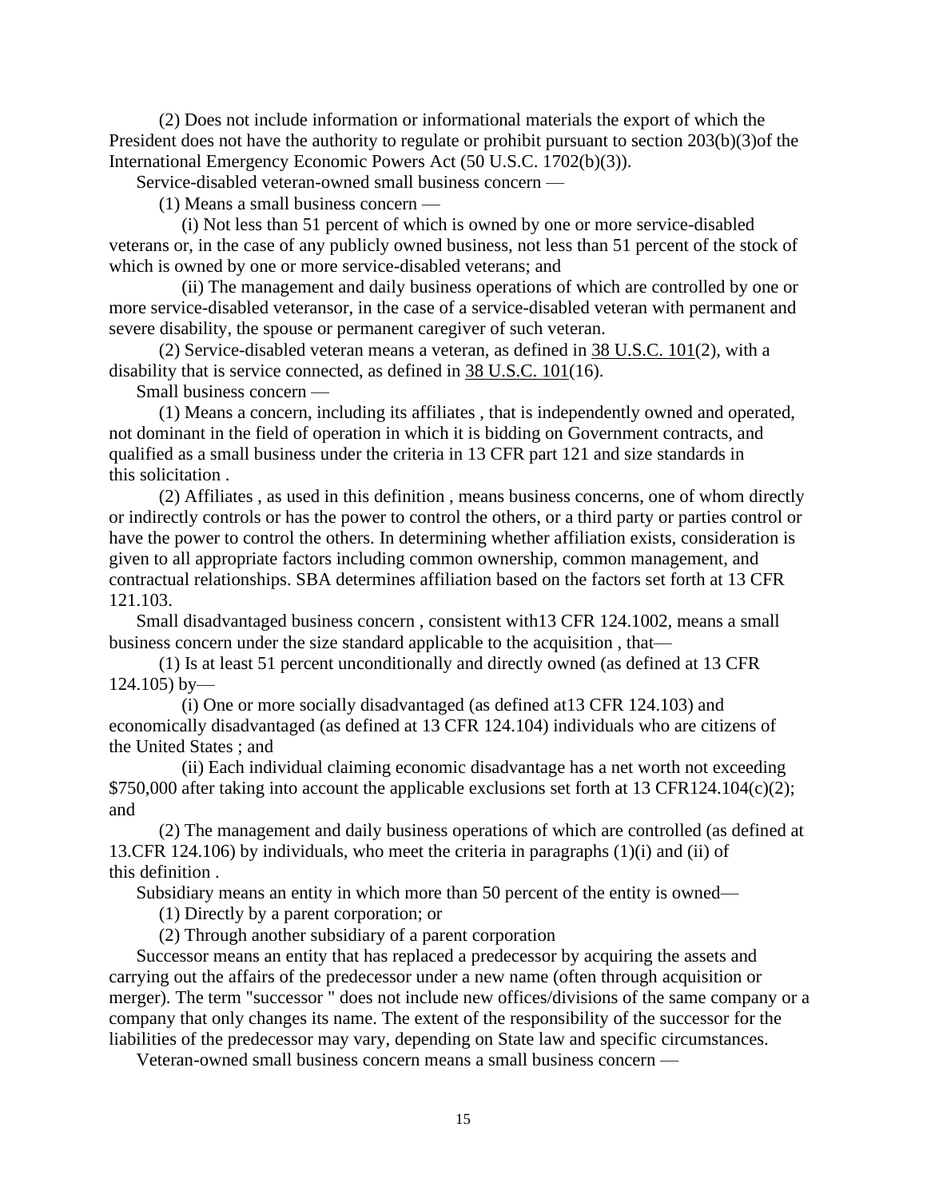(2) Does not include information or informational materials the export of which the President does not have the authority to regulate or prohibit pursuant to section 203(b)(3)of the International Emergency Economic Powers Act (50 U.S.C. 1702(b)(3)).

Service-disabled veteran-owned small business concern —

(1) Means a small business concern —

(i) Not less than 51 percent of which is owned by one or more service-disabled veterans or, in the case of any publicly owned business, not less than 51 percent of the stock of which is owned by one or more service-disabled veterans; and

(ii) The management and daily business operations of which are controlled by one or more service-disabled veteransor, in the case of a service-disabled veteran with permanent and severe disability, the spouse or permanent caregiver of such veteran.

(2) Service-disabled veteran means a veteran, as defined in 38 U.S.C. 101(2), with a disability that is service connected, as defined in 38 U.S.C. 101(16).

Small business concern —

(1) Means a concern, including its affiliates , that is independently owned and operated, not dominant in the field of operation in which it is bidding on Government contracts, and qualified as a small business under the criteria in 13 CFR part 121 and size standards in this solicitation .

(2) Affiliates , as used in this definition , means business concerns, one of whom directly or indirectly controls or has the power to control the others, or a third party or parties control or have the power to control the others. In determining whether affiliation exists, consideration is given to all appropriate factors including common ownership, common management, and contractual relationships. SBA determines affiliation based on the factors set forth at 13 CFR 121.103.

Small disadvantaged business concern , consistent with13 CFR 124.1002, means a small business concern under the size standard applicable to the acquisition , that—

(1) Is at least 51 percent unconditionally and directly owned (as defined at 13 CFR 124.105) by—

(i) One or more socially disadvantaged (as defined at13 CFR 124.103) and economically disadvantaged (as defined at 13 CFR 124.104) individuals who are citizens of the United States ; and

(ii) Each individual claiming economic disadvantage has a net worth not exceeding $750,000 after taking into account the applicable exclusions set forth at 13 CFR124.104(c)(2); and

(2) The management and daily business operations of which are controlled (as defined at 13.CFR 124.106) by individuals, who meet the criteria in paragraphs (1)(i) and (ii) of this definition .

Subsidiary means an entity in which more than 50 percent of the entity is owned—

(1) Directly by a parent corporation; or

(2) Through another subsidiary of a parent corporation

Successor means an entity that has replaced a predecessor by acquiring the assets and carrying out the affairs of the predecessor under a new name (often through acquisition or merger). The term "successor " does not include new offices/divisions of the same company or a company that only changes its name. The extent of the responsibility of the successor for the liabilities of the predecessor may vary, depending on State law and specific circumstances.

Veteran-owned small business concern means a small business concern —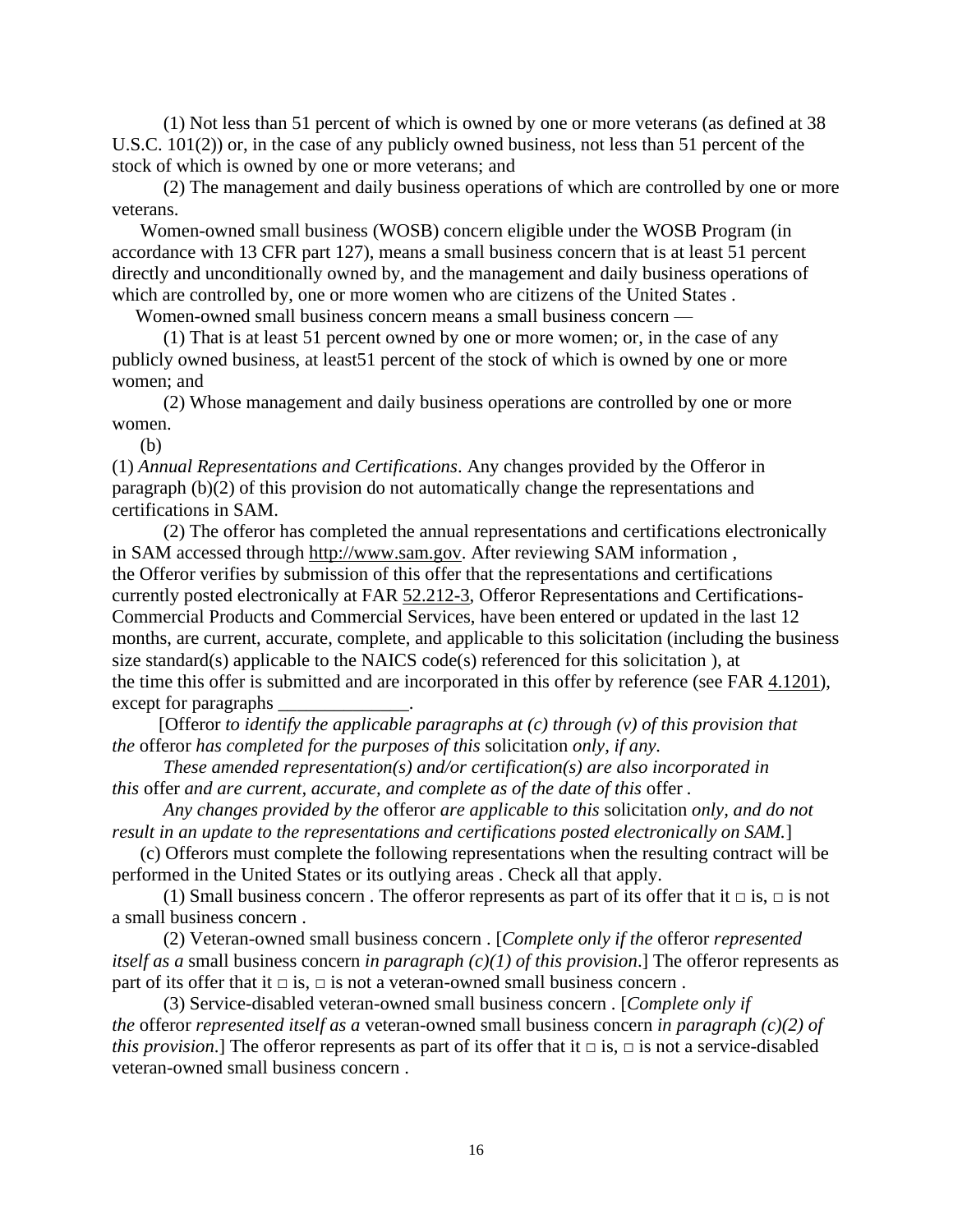(1) Not less than 51 percent of which is owned by one or more veterans (as defined at 38 U.S.C. 101(2)) or, in the case of any publicly owned business, not less than 51 percent of the stock of which is owned by one or more veterans; and

(2) The management and daily business operations of which are controlled by one or more veterans.

Women-owned small business (WOSB) concern eligible under the WOSB Program (in accordance with 13 CFR part 127), means a small business concern that is at least 51 percent directly and unconditionally owned by, and the management and daily business operations of which are controlled by, one or more women who are citizens of the United States .

Women-owned small business concern means a small business concern —

(1) That is at least 51 percent owned by one or more women; or, in the case of any publicly owned business, at least51 percent of the stock of which is owned by one or more women; and

(2) Whose management and daily business operations are controlled by one or more women.

(b)

(1) *Annual Representations and Certifications*. Any changes provided by the Offeror in paragraph (b)(2) of this provision do not automatically change the representations and certifications in SAM.

(2) The offeror has completed the annual representations and certifications electronically in SAM accessed through http://www.sam.gov. After reviewing SAM information , the Offeror verifies by submission of this offer that the representations and certifications currently posted electronically at FAR 52.212-3, Offeror Representations and Certifications-Commercial Products and Commercial Services, have been entered or updated in the last 12 months, are current, accurate, complete, and applicable to this solicitation (including the business size standard(s) applicable to the NAICS code(s) referenced for this solicitation ), at the time this offer is submitted and are incorporated in this offer by reference (see FAR 4.1201), except for paragraphs ______________.

[Offeror *to identify the applicable paragraphs at (c) through (v) of this provision that the* offeror *has completed for the purposes of this* solicitation *only, if any.*

*These amended representation(s) and/or certification(s) are also incorporated in this* offer *and are current, accurate, and complete as of the date of this* offer .

*Any changes provided by the* offeror *are applicable to this* solicitation *only, and do not result in an update to the representations and certifications posted electronically on SAM.*]

(c) Offerors must complete the following representations when the resulting contract will be performed in the United States or its outlying areas . Check all that apply.

(1) Small business concern . The offeror represents as part of its offer that it □ is, □ is not a small business concern .

(2) Veteran-owned small business concern . [*Complete only if the* offeror *represented itself as a* small business concern *in paragraph (c)(1) of this provision*.] The offeror represents as part of its offer that it □ is, □ is not a veteran-owned small business concern .

(3) Service-disabled veteran-owned small business concern . [*Complete only if the* offeror *represented itself as a* veteran-owned small business concern *in paragraph (c)(2) of this provision*.] The offeror represents as part of its offer that it □ is, □ is not a service-disabled veteran-owned small business concern .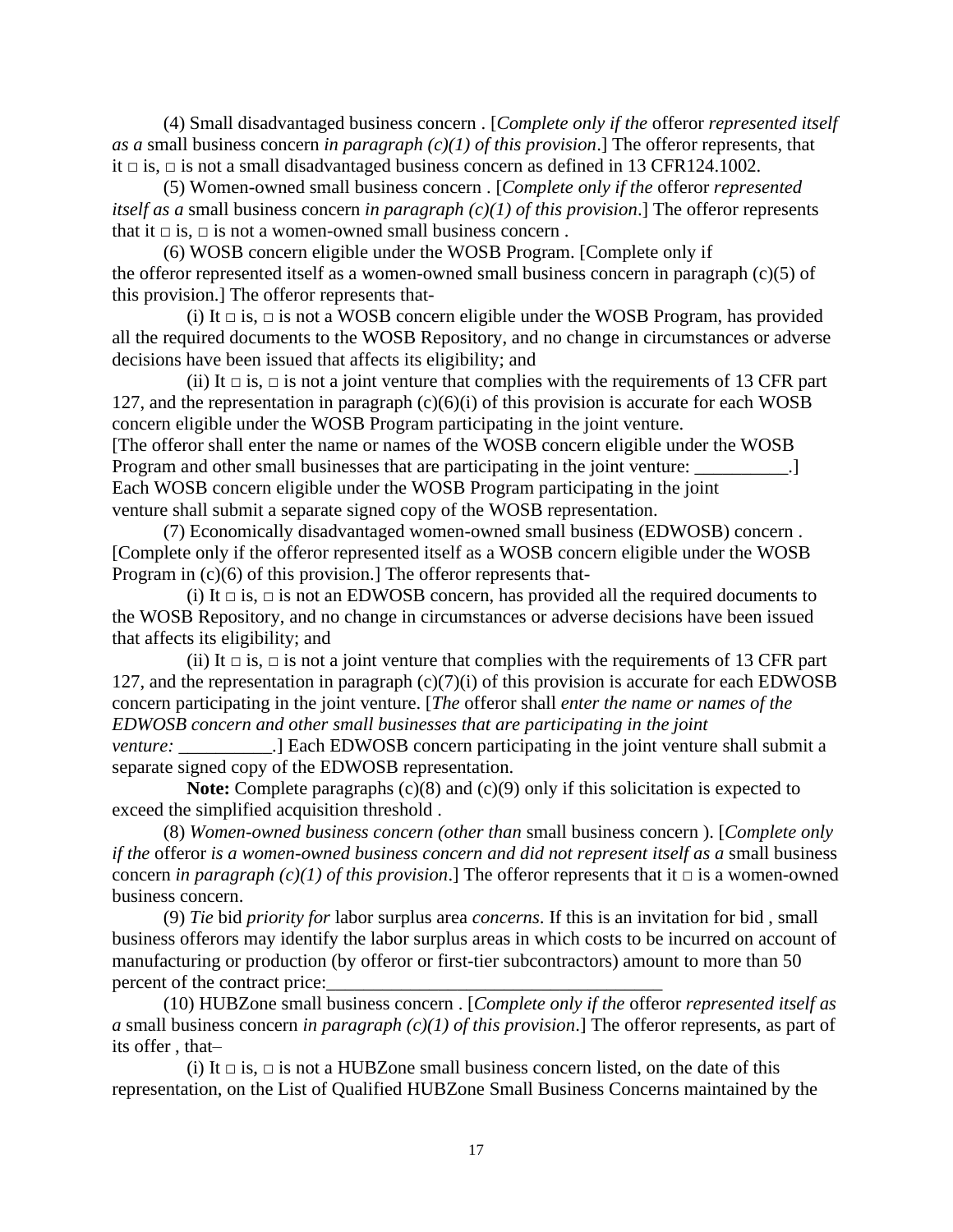(4) Small disadvantaged business concern . [*Complete only if the* offeror *represented itself as a* small business concern *in paragraph (c)(1) of this provision*.] The offeror represents, that it □ is, □ is not a small disadvantaged business concern as defined in 13 CFR124.1002.

(5) Women-owned small business concern . [*Complete only if the* offeror *represented itself as a* small business concern *in paragraph (c)(1) of this provision*.] The offeror represents that it □ is, □ is not a women-owned small business concern .

(6) WOSB concern eligible under the WOSB Program. [Complete only if the offeror represented itself as a women-owned small business concern in paragraph (c)(5) of this provision.] The offeror represents that-

(i) It □ is, □ is not a WOSB concern eligible under the WOSB Program, has provided all the required documents to the WOSB Repository, and no change in circumstances or adverse decisions have been issued that affects its eligibility; and

(ii) It □ is, □ is not a joint venture that complies with the requirements of 13 CFR part 127, and the representation in paragraph (c)(6)(i) of this provision is accurate for each WOSB concern eligible under the WOSB Program participating in the joint venture. [The offeror shall enter the name or names of the WOSB concern eligible under the WOSB Program and other small businesses that are participating in the joint venture: __________.] Each WOSB concern eligible under the WOSB Program participating in the joint venture shall submit a separate signed copy of the WOSB representation.

(7) Economically disadvantaged women-owned small business (EDWOSB) concern . [Complete only if the offeror represented itself as a WOSB concern eligible under the WOSB Program in (c)(6) of this provision.] The offeror represents that-

(i) It □ is, □ is not an EDWOSB concern, has provided all the required documents to the WOSB Repository, and no change in circumstances or adverse decisions have been issued that affects its eligibility; and

(ii) It □ is, □ is not a joint venture that complies with the requirements of 13 CFR part 127, and the representation in paragraph (c)(7)(i) of this provision is accurate for each EDWOSB concern participating in the joint venture. [*The* offeror shall *enter the name or names of the EDWOSB concern and other small businesses that are participating in the joint venture:* __________.] Each EDWOSB concern participating in the joint venture shall submit a separate signed copy of the EDWOSB representation.

**Note:** Complete paragraphs (c)(8) and (c)(9) only if this solicitation is expected to exceed the simplified acquisition threshold .

(8) *Women-owned business concern (other than* small business concern ). [*Complete only if the* offeror *is a women-owned business concern and did not represent itself as a* small business concern *in paragraph (c)(1) of this provision*.] The offeror represents that it □ is a women-owned business concern.

(9) *Tie* bid *priority for* labor surplus area *concerns*. If this is an invitation for bid , small business offerors may identify the labor surplus areas in which costs to be incurred on account of manufacturing or production (by offeror or first-tier subcontractors) amount to more than 50 percent of the contract price:___________________________________

(10) HUBZone small business concern . [*Complete only if the* offeror *represented itself as a* small business concern *in paragraph (c)(1) of this provision*.] The offeror represents, as part of its offer , that–

(i) It □ is, □ is not a HUBZone small business concern listed, on the date of this representation, on the List of Qualified HUBZone Small Business Concerns maintained by the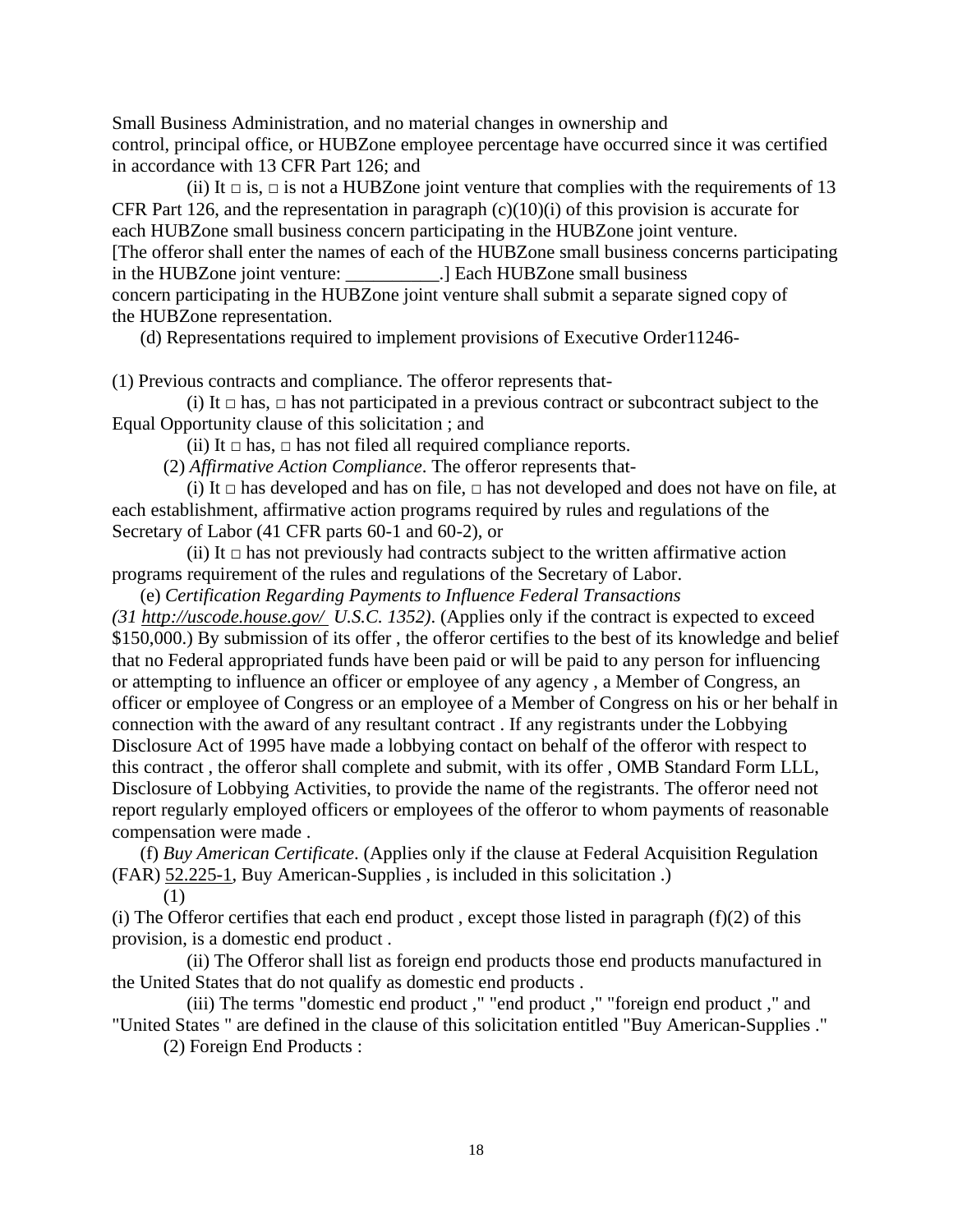Small Business Administration, and no material changes in ownership and control, principal office, or HUBZone employee percentage have occurred since it was certified in accordance with 13 CFR Part 126; and

(ii) It □ is, □ is not a HUBZone joint venture that complies with the requirements of 13 CFR Part 126, and the representation in paragraph (c)(10)(i) of this provision is accurate for each HUBZone small business concern participating in the HUBZone joint venture. [The offeror shall enter the names of each of the HUBZone small business concerns participating in the HUBZone joint venture: __________.] Each HUBZone small business concern participating in the HUBZone joint venture shall submit a separate signed copy of the HUBZone representation.

(d) Representations required to implement provisions of Executive Order11246-

(1) Previous contracts and compliance. The offeror represents that-

(i) It □ has, □ has not participated in a previous contract or subcontract subject to the Equal Opportunity clause of this solicitation ; and

(ii) It □ has, □ has not filed all required compliance reports.

(2) *Affirmative Action Compliance*. The offeror represents that-

(i) It □ has developed and has on file, □ has not developed and does not have on file, at each establishment, affirmative action programs required by rules and regulations of the Secretary of Labor (41 CFR parts 60-1 and 60-2), or

(ii) It □ has not previously had contracts subject to the written affirmative action programs requirement of the rules and regulations of the Secretary of Labor.

(e) *Certification Regarding Payments to Influence Federal Transactions (31 http://uscode.house.gov/ U.S.C. 1352)*. (Applies only if the contract is expected to exceed $150,000.) By submission of its offer , the offeror certifies to the best of its knowledge and belief that no Federal appropriated funds have been paid or will be paid to any person for influencing or attempting to influence an officer or employee of any agency , a Member of Congress, an officer or employee of Congress or an employee of a Member of Congress on his or her behalf in connection with the award of any resultant contract . If any registrants under the Lobbying Disclosure Act of 1995 have made a lobbying contact on behalf of the offeror with respect to this contract , the offeror shall complete and submit, with its offer , OMB Standard Form LLL, Disclosure of Lobbying Activities, to provide the name of the registrants. The offeror need not report regularly employed officers or employees of the offeror to whom payments of reasonable compensation were made .

(f) *Buy American Certificate*. (Applies only if the clause at Federal Acquisition Regulation (FAR) 52.225-1, Buy American-Supplies , is included in this solicitation .)

(1)

(i) The Offeror certifies that each end product , except those listed in paragraph (f)(2) of this provision, is a domestic end product .

(ii) The Offeror shall list as foreign end products those end products manufactured in the United States that do not qualify as domestic end products .

(iii) The terms "domestic end product ," "end product ," "foreign end product ," and "United States " are defined in the clause of this solicitation entitled "Buy American-Supplies ."

(2) Foreign End Products :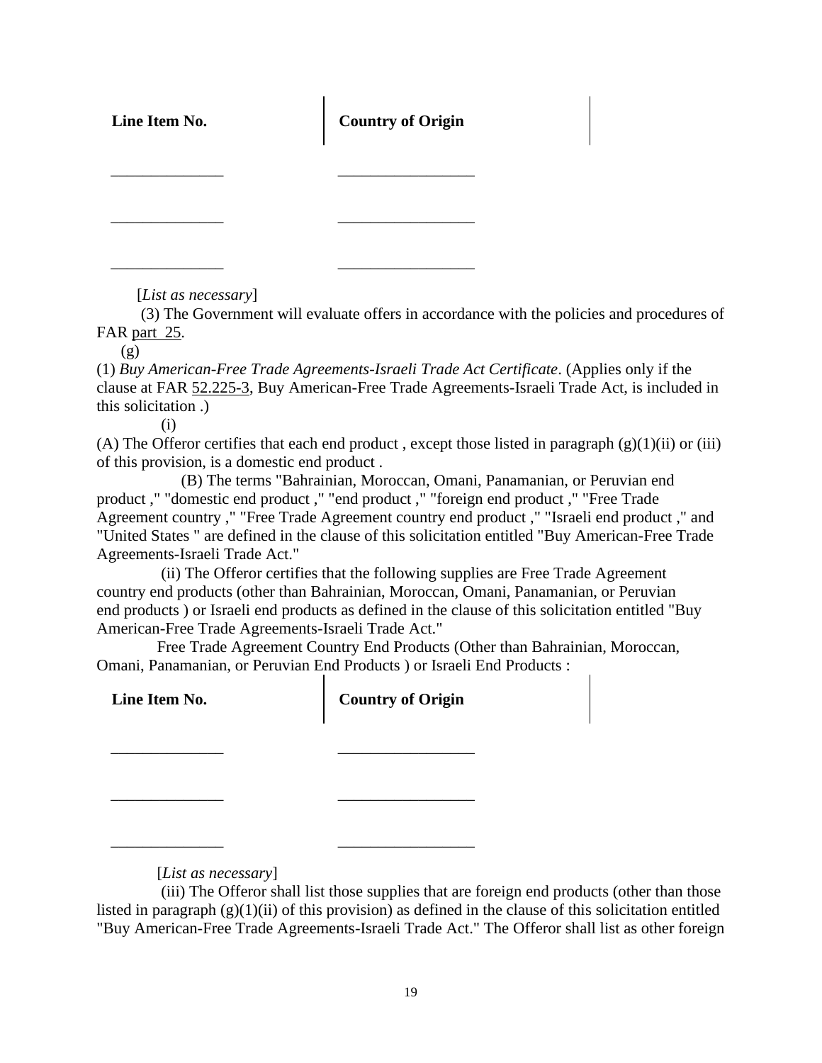| Line Item No. | Country of Origin |
| --- | --- |
| ______________ | _________________ |
| ______________ | _________________ |
| ______________ | _________________ |

[*List as necessary*]

(3) The Government will evaluate offers in accordance with the policies and procedures of FAR part 25.

(g)

(1) *Buy American-Free Trade Agreements-Israeli Trade Act Certificate*. (Applies only if the clause at FAR 52.225-3, Buy American-Free Trade Agreements-Israeli Trade Act, is included in this solicitation .)

(i)

(A) The Offeror certifies that each end product , except those listed in paragraph (g)(1)(ii) or (iii) of this provision, is a domestic end product .

(B) The terms "Bahrainian, Moroccan, Omani, Panamanian, or Peruvian end product ," "domestic end product ," "end product ," "foreign end product ," "Free Trade Agreement country ," "Free Trade Agreement country end product ," "Israeli end product ," and "United States " are defined in the clause of this solicitation entitled "Buy American-Free Trade Agreements-Israeli Trade Act."

(ii) The Offeror certifies that the following supplies are Free Trade Agreement country end products (other than Bahrainian, Moroccan, Omani, Panamanian, or Peruvian end products ) or Israeli end products as defined in the clause of this solicitation entitled "Buy American-Free Trade Agreements-Israeli Trade Act."

Free Trade Agreement Country End Products (Other than Bahrainian, Moroccan, Omani, Panamanian, or Peruvian End Products ) or Israeli End Products :

| Line Item No. | Country of Origin |
| --- | --- |
| ______________ | _________________ |
| ______________ | _________________ |
| ______________ | _________________ |

[*List as necessary*]

(iii) The Offeror shall list those supplies that are foreign end products (other than those listed in paragraph (g)(1)(ii) of this provision) as defined in the clause of this solicitation entitled "Buy American-Free Trade Agreements-Israeli Trade Act." The Offeror shall list as other foreign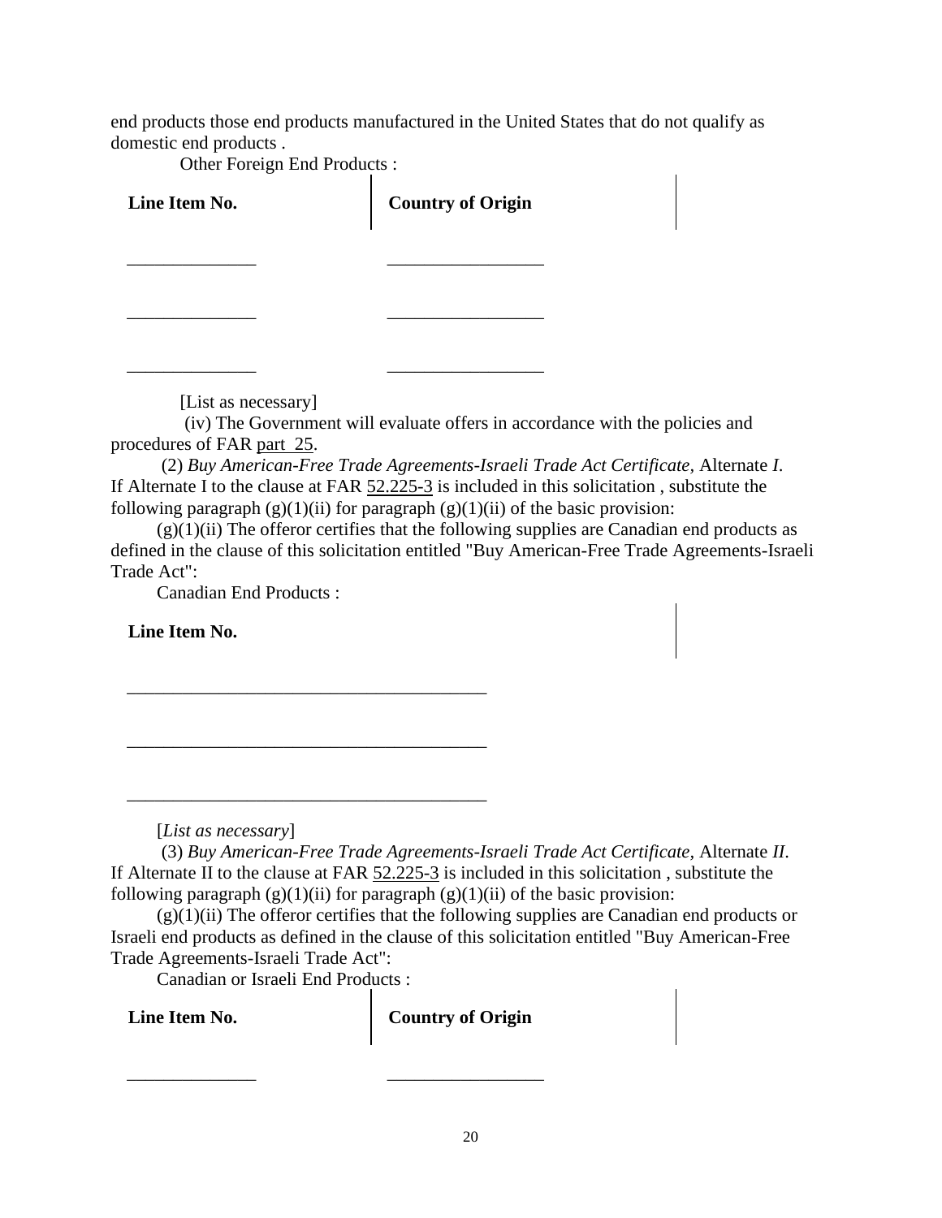end products those end products manufactured in the United States that do not qualify as domestic end products .

Other Foreign End Products :

| **Line Item No.** | **Country of Origin** |
| --- | --- |
| ______________ | _________________ |
| ______________ | _________________ |
| ______________ | _________________ |

[List as necessary]

(iv) The Government will evaluate offers in accordance with the policies and procedures of FAR part 25.

(2) *Buy American-Free Trade Agreements-Israeli Trade Act Certificate,* Alternate *I*. If Alternate I to the clause at FAR 52.225-3 is included in this solicitation , substitute the following paragraph (g)(1)(ii) for paragraph (g)(1)(ii) of the basic provision:

(g)(1)(ii) The offeror certifies that the following supplies are Canadian end products as defined in the clause of this solicitation entitled "Buy American-Free Trade Agreements-Israeli Trade Act":

Canadian End Products :

| **Line Item No.** |
| --- |
| _______________________________________ |
| _______________________________________ |
| _______________________________________ |

[*List as necessary*]

(3) *Buy American-Free Trade Agreements-Israeli Trade Act Certificate,* Alternate *II*. If Alternate II to the clause at FAR 52.225-3 is included in this solicitation , substitute the following paragraph (g)(1)(ii) for paragraph (g)(1)(ii) of the basic provision:

(g)(1)(ii) The offeror certifies that the following supplies are Canadian end products or Israeli end products as defined in the clause of this solicitation entitled "Buy American-Free Trade Agreements-Israeli Trade Act":

Canadian or Israeli End Products :

| **Line Item No.** | **Country of Origin** |
| --- | --- |
| ______________ | _________________ |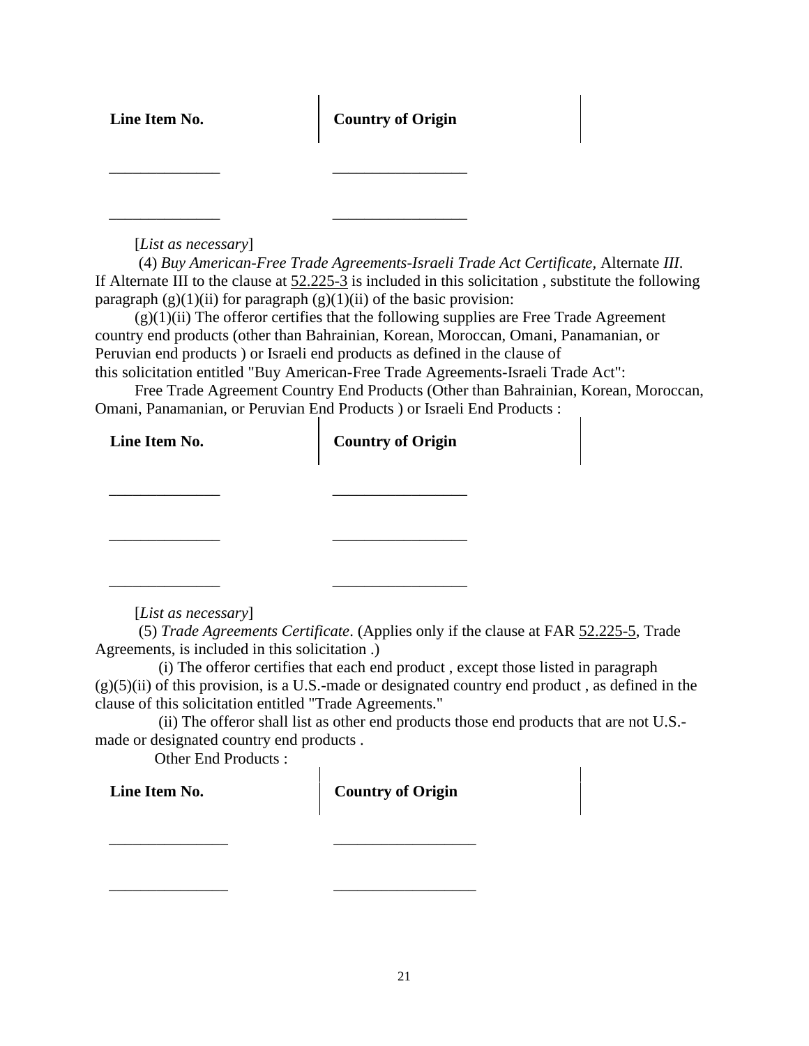| Line Item No. | Country of Origin |
| --- | --- |
| ______________ | ________________ |
| ______________ | ________________ |

[*List as necessary*]

(4) *Buy American-Free Trade Agreements-Israeli Trade Act Certificate,* Alternate *III*. If Alternate III to the clause at 52.225-3 is included in this solicitation , substitute the following paragraph (g)(1)(ii) for paragraph (g)(1)(ii) of the basic provision:

(g)(1)(ii) The offeror certifies that the following supplies are Free Trade Agreement country end products (other than Bahrainian, Korean, Moroccan, Omani, Panamanian, or Peruvian end products ) or Israeli end products as defined in the clause of this solicitation entitled "Buy American-Free Trade Agreements-Israeli Trade Act":

Free Trade Agreement Country End Products (Other than Bahrainian, Korean, Moroccan, Omani, Panamanian, or Peruvian End Products ) or Israeli End Products :

| Line Item No. | Country of Origin |
| --- | --- |
| ______________ | ________________ |
| ______________ | ________________ |
| ______________ | ________________ |

[*List as necessary*]

(5) *Trade Agreements Certificate*. (Applies only if the clause at FAR 52.225-5, Trade Agreements, is included in this solicitation .)

(i) The offeror certifies that each end product , except those listed in paragraph (g)(5)(ii) of this provision, is a U.S.-made or designated country end product , as defined in the clause of this solicitation entitled "Trade Agreements."

(ii) The offeror shall list as other end products those end products that are not U.S.-made or designated country end products .

Other End Products :

| Line Item No. | Country of Origin |
| --- | --- |
| _______________ | _________________ |
| _______________ | _________________ |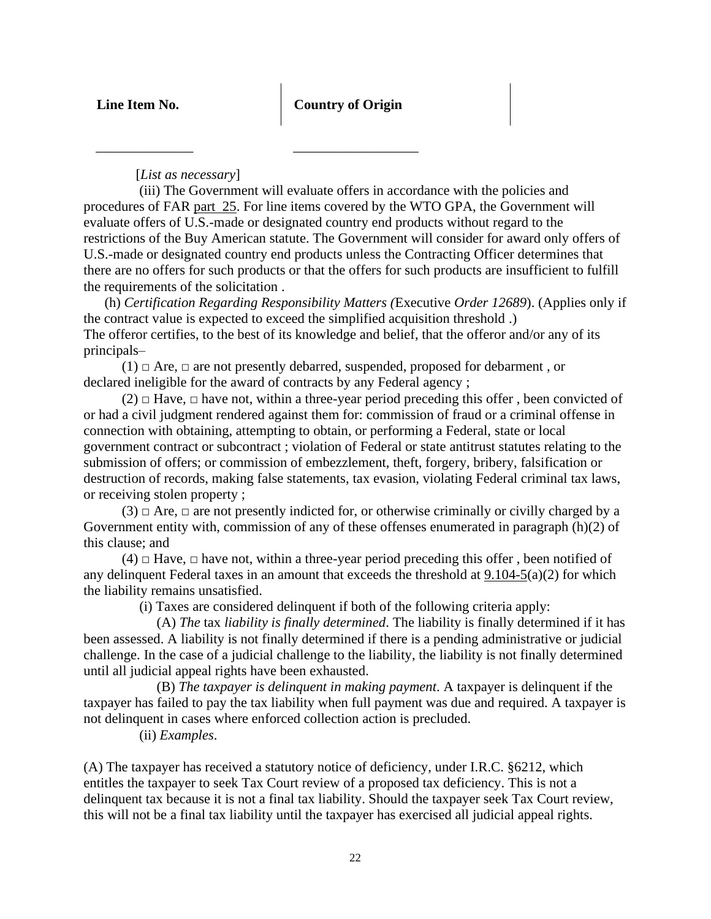| Line Item No. | Country of Origin |
| --- | --- |
| ______________ | __________________ |

[*List as necessary*]

(iii) The Government will evaluate offers in accordance with the policies and procedures of FAR part 25. For line items covered by the WTO GPA, the Government will evaluate offers of U.S.-made or designated country end products without regard to the restrictions of the Buy American statute. The Government will consider for award only offers of U.S.-made or designated country end products unless the Contracting Officer determines that there are no offers for such products or that the offers for such products are insufficient to fulfill the requirements of the solicitation .

(h) *Certification Regarding Responsibility Matters (*Executive *Order 12689*). (Applies only if the contract value is expected to exceed the simplified acquisition threshold .) The offeror certifies, to the best of its knowledge and belief, that the offeror and/or any of its principals–

(1) □ Are, □ are not presently debarred, suspended, proposed for debarment , or declared ineligible for the award of contracts by any Federal agency ;

(2) □ Have, □ have not, within a three-year period preceding this offer , been convicted of or had a civil judgment rendered against them for: commission of fraud or a criminal offense in connection with obtaining, attempting to obtain, or performing a Federal, state or local government contract or subcontract ; violation of Federal or state antitrust statutes relating to the submission of offers; or commission of embezzlement, theft, forgery, bribery, falsification or destruction of records, making false statements, tax evasion, violating Federal criminal tax laws, or receiving stolen property ;

(3) □ Are, □ are not presently indicted for, or otherwise criminally or civilly charged by a Government entity with, commission of any of these offenses enumerated in paragraph (h)(2) of this clause; and

(4) □ Have, □ have not, within a three-year period preceding this offer , been notified of any delinquent Federal taxes in an amount that exceeds the threshold at 9.104-5(a)(2) for which the liability remains unsatisfied.

(i) Taxes are considered delinquent if both of the following criteria apply:

(A) *The* tax *liability is finally determined*. The liability is finally determined if it has been assessed. A liability is not finally determined if there is a pending administrative or judicial challenge. In the case of a judicial challenge to the liability, the liability is not finally determined until all judicial appeal rights have been exhausted.

(B) *The taxpayer is delinquent in making payment*. A taxpayer is delinquent if the taxpayer has failed to pay the tax liability when full payment was due and required. A taxpayer is not delinquent in cases where enforced collection action is precluded.

(ii) *Examples*.

(A) The taxpayer has received a statutory notice of deficiency, under I.R.C. §6212, which entitles the taxpayer to seek Tax Court review of a proposed tax deficiency. This is not a delinquent tax because it is not a final tax liability. Should the taxpayer seek Tax Court review, this will not be a final tax liability until the taxpayer has exercised all judicial appeal rights.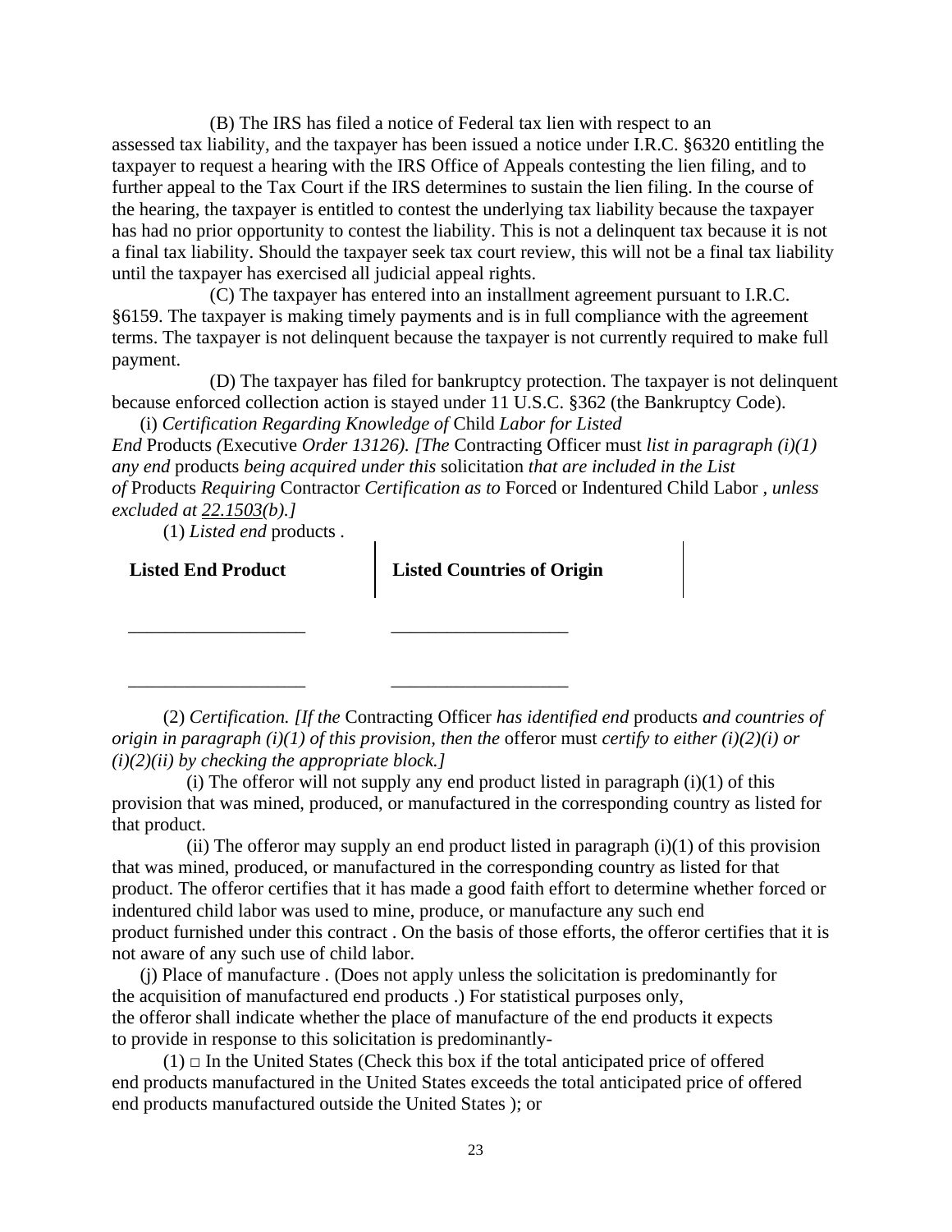(B) The IRS has filed a notice of Federal tax lien with respect to an assessed tax liability, and the taxpayer has been issued a notice under I.R.C. §6320 entitling the taxpayer to request a hearing with the IRS Office of Appeals contesting the lien filing, and to further appeal to the Tax Court if the IRS determines to sustain the lien filing. In the course of the hearing, the taxpayer is entitled to contest the underlying tax liability because the taxpayer has had no prior opportunity to contest the liability. This is not a delinquent tax because it is not a final tax liability. Should the taxpayer seek tax court review, this will not be a final tax liability until the taxpayer has exercised all judicial appeal rights.

(C) The taxpayer has entered into an installment agreement pursuant to I.R.C. §6159. The taxpayer is making timely payments and is in full compliance with the agreement terms. The taxpayer is not delinquent because the taxpayer is not currently required to make full payment.

(D) The taxpayer has filed for bankruptcy protection. The taxpayer is not delinquent because enforced collection action is stayed under 11 U.S.C. §362 (the Bankruptcy Code).

(i) *Certification Regarding Knowledge of* Child *Labor for Listed End* Products *(*Executive *Order 13126). [The* Contracting Officer must *list in paragraph (i)(1) any end* products *being acquired under this* solicitation *that are included in the List of* Products *Requiring* Contractor *Certification as to* Forced or Indentured Child Labor *, unless excluded at 22.1503(b).]*

(1) *Listed end* products .

| **Listed End Product** | **Listed Countries of Origin** |
|---|---|
| ___________________ | ___________________ |
| ___________________ | ___________________ |

(2) *Certification. [If the* Contracting Officer *has identified end* products *and countries of origin in paragraph (i)(1) of this provision, then the* offeror must *certify to either (i)(2)(i) or (i)(2)(ii) by checking the appropriate block.]*

(i) The offeror will not supply any end product listed in paragraph (i)(1) of this provision that was mined, produced, or manufactured in the corresponding country as listed for that product.

(ii) The offeror may supply an end product listed in paragraph (i)(1) of this provision that was mined, produced, or manufactured in the corresponding country as listed for that product. The offeror certifies that it has made a good faith effort to determine whether forced or indentured child labor was used to mine, produce, or manufacture any such end product furnished under this contract . On the basis of those efforts, the offeror certifies that it is not aware of any such use of child labor.

(j) Place of manufacture . (Does not apply unless the solicitation is predominantly for the acquisition of manufactured end products .) For statistical purposes only, the offeror shall indicate whether the place of manufacture of the end products it expects to provide in response to this solicitation is predominantly-

(1) □ In the United States (Check this box if the total anticipated price of offered end products manufactured in the United States exceeds the total anticipated price of offered end products manufactured outside the United States ); or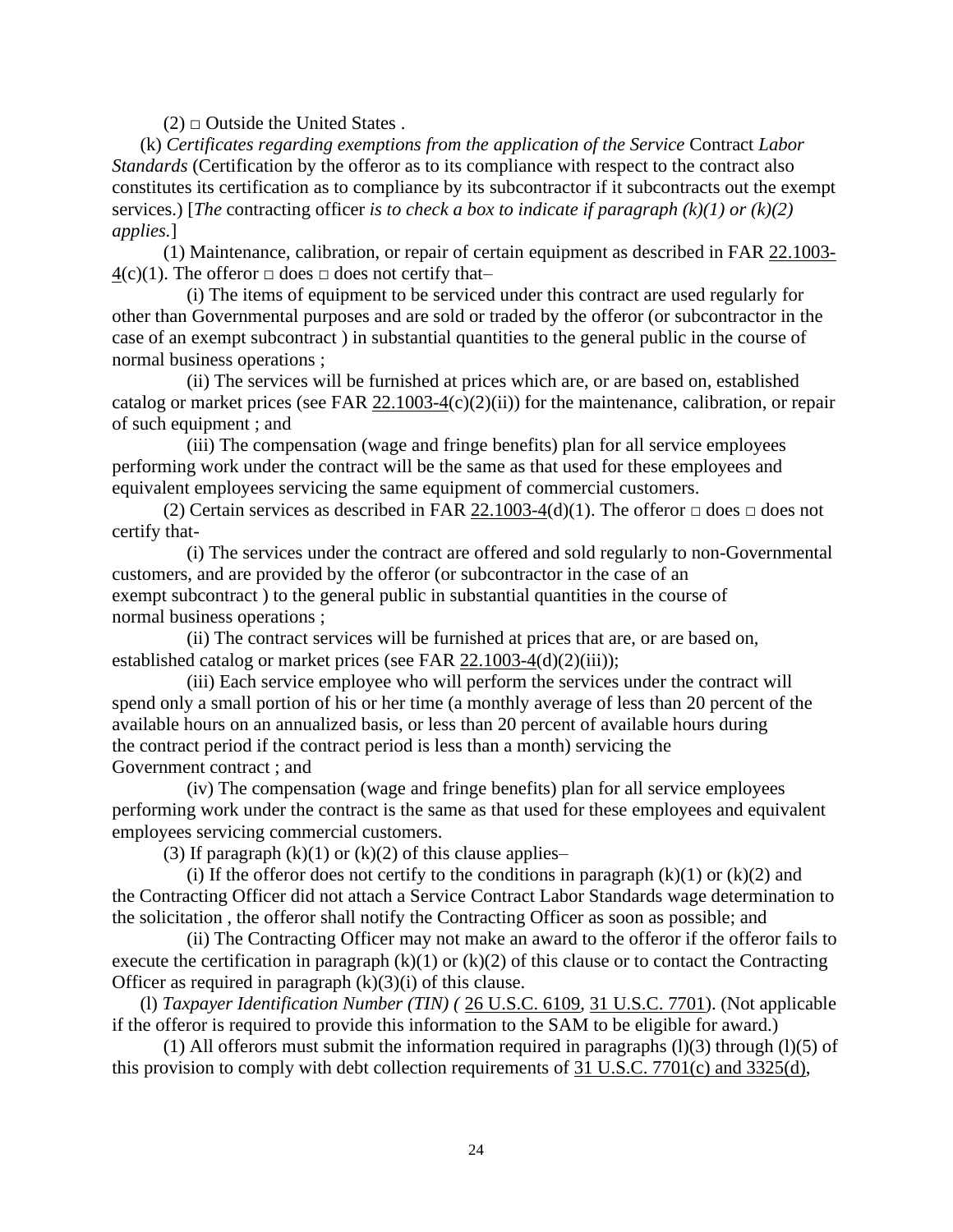(2) □ Outside the United States .

(k) *Certificates regarding exemptions from the application of the Service* Contract *Labor Standards* (Certification by the offeror as to its compliance with respect to the contract also constitutes its certification as to compliance by its subcontractor if it subcontracts out the exempt services.) [*The* contracting officer *is to check a box to indicate if paragraph (k)(1) or (k)(2) applies.*]

(1) Maintenance, calibration, or repair of certain equipment as described in FAR 22.1003-4(c)(1). The offeror □ does □ does not certify that–

(i) The items of equipment to be serviced under this contract are used regularly for other than Governmental purposes and are sold or traded by the offeror (or subcontractor in the case of an exempt subcontract ) in substantial quantities to the general public in the course of normal business operations ;

(ii) The services will be furnished at prices which are, or are based on, established catalog or market prices (see FAR 22.1003-4(c)(2)(ii)) for the maintenance, calibration, or repair of such equipment ; and

(iii) The compensation (wage and fringe benefits) plan for all service employees performing work under the contract will be the same as that used for these employees and equivalent employees servicing the same equipment of commercial customers.

(2) Certain services as described in FAR 22.1003-4(d)(1). The offeror □ does □ does not certify that-

(i) The services under the contract are offered and sold regularly to non-Governmental customers, and are provided by the offeror (or subcontractor in the case of an exempt subcontract ) to the general public in substantial quantities in the course of normal business operations ;

(ii) The contract services will be furnished at prices that are, or are based on, established catalog or market prices (see FAR 22.1003-4(d)(2)(iii));

(iii) Each service employee who will perform the services under the contract will spend only a small portion of his or her time (a monthly average of less than 20 percent of the available hours on an annualized basis, or less than 20 percent of available hours during the contract period if the contract period is less than a month) servicing the Government contract ; and

(iv) The compensation (wage and fringe benefits) plan for all service employees performing work under the contract is the same as that used for these employees and equivalent employees servicing commercial customers.

(3) If paragraph (k)(1) or (k)(2) of this clause applies–

(i) If the offeror does not certify to the conditions in paragraph (k)(1) or (k)(2) and the Contracting Officer did not attach a Service Contract Labor Standards wage determination to the solicitation , the offeror shall notify the Contracting Officer as soon as possible; and

(ii) The Contracting Officer may not make an award to the offeror if the offeror fails to execute the certification in paragraph (k)(1) or (k)(2) of this clause or to contact the Contracting Officer as required in paragraph (k)(3)(i) of this clause.

(l) *Taxpayer Identification Number (TIN) (* 26 U.S.C. 6109, 31 U.S.C. 7701). (Not applicable if the offeror is required to provide this information to the SAM to be eligible for award.)

(1) All offerors must submit the information required in paragraphs (l)(3) through (l)(5) of this provision to comply with debt collection requirements of 31 U.S.C. 7701(c) and 3325(d),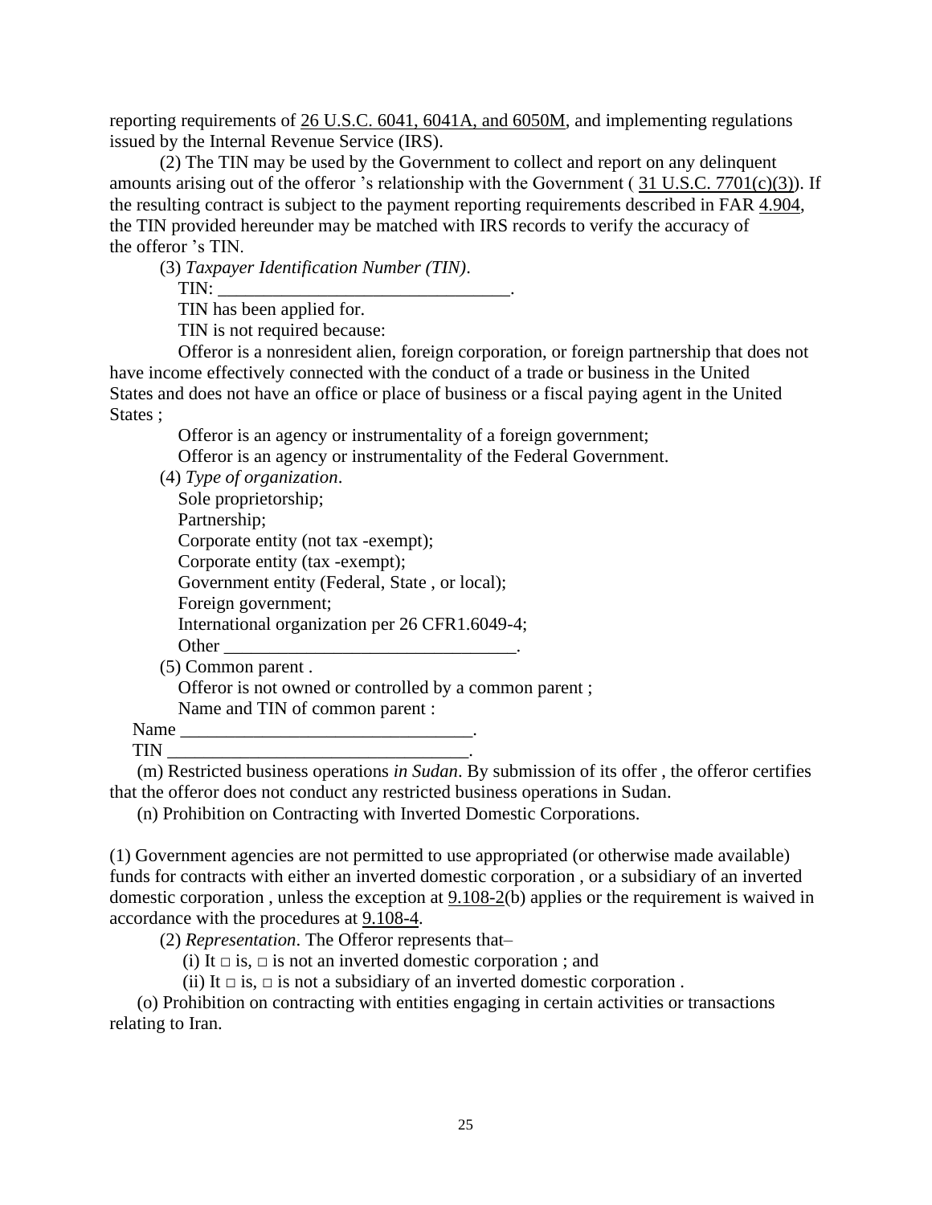reporting requirements of 26 U.S.C. 6041, 6041A, and 6050M, and implementing regulations issued by the Internal Revenue Service (IRS).

(2) The TIN may be used by the Government to collect and report on any delinquent amounts arising out of the offeror 's relationship with the Government ( 31 U.S.C. 7701(c)(3)). If the resulting contract is subject to the payment reporting requirements described in FAR 4.904, the TIN provided hereunder may be matched with IRS records to verify the accuracy of the offeror 's TIN.

(3) *Taxpayer Identification Number (TIN)*.

TIN: ________________________________.

TIN has been applied for.

TIN is not required because:

Offeror is a nonresident alien, foreign corporation, or foreign partnership that does not have income effectively connected with the conduct of a trade or business in the United States and does not have an office or place of business or a fiscal paying agent in the United States ;

Offeror is an agency or instrumentality of a foreign government;

Offeror is an agency or instrumentality of the Federal Government.

(4) *Type of organization*.

Sole proprietorship;

Partnership;

Corporate entity (not tax -exempt);

Corporate entity (tax -exempt);

Government entity (Federal, State , or local);

Foreign government;

International organization per 26 CFR1.6049-4;

Other ________________________________.

(5) Common parent .

Offeror is not owned or controlled by a common parent ;

Name and TIN of common parent :

Name ________________________________.

TIN ________________________________.

(m) Restricted business operations *in Sudan*. By submission of its offer , the offeror certifies that the offeror does not conduct any restricted business operations in Sudan.

(n) Prohibition on Contracting with Inverted Domestic Corporations.

(1) Government agencies are not permitted to use appropriated (or otherwise made available) funds for contracts with either an inverted domestic corporation , or a subsidiary of an inverted domestic corporation , unless the exception at 9.108-2(b) applies or the requirement is waived in accordance with the procedures at 9.108-4.

(2) *Representation*. The Offeror represents that–

(i) It □ is, □ is not an inverted domestic corporation ; and

(ii) It □ is, □ is not a subsidiary of an inverted domestic corporation .

(o) Prohibition on contracting with entities engaging in certain activities or transactions relating to Iran.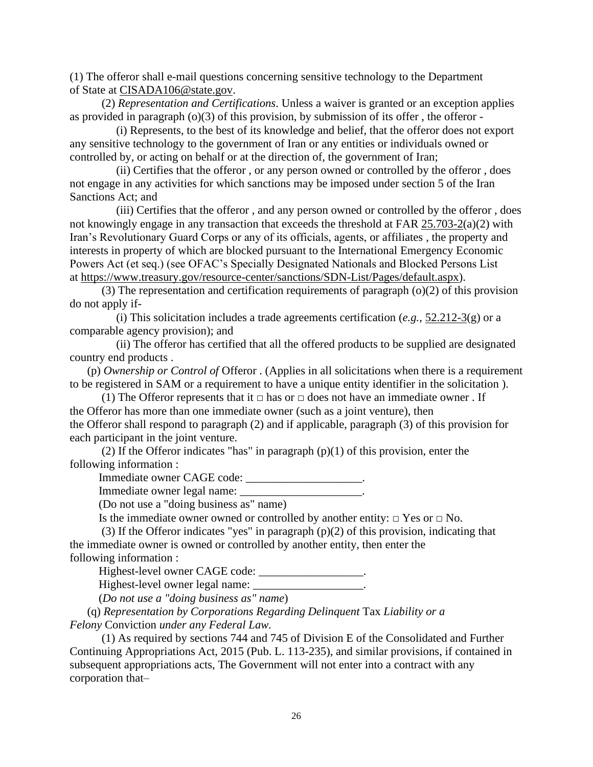(1) The offeror shall e-mail questions concerning sensitive technology to the Department of State at CISADA106@state.gov.

(2) *Representation and Certifications*. Unless a waiver is granted or an exception applies as provided in paragraph (o)(3) of this provision, by submission of its offer , the offeror -

(i) Represents, to the best of its knowledge and belief, that the offeror does not export any sensitive technology to the government of Iran or any entities or individuals owned or controlled by, or acting on behalf or at the direction of, the government of Iran;

(ii) Certifies that the offeror , or any person owned or controlled by the offeror , does not engage in any activities for which sanctions may be imposed under section 5 of the Iran Sanctions Act; and

(iii) Certifies that the offeror , and any person owned or controlled by the offeror , does not knowingly engage in any transaction that exceeds the threshold at FAR 25.703-2(a)(2) with Iran's Revolutionary Guard Corps or any of its officials, agents, or affiliates , the property and interests in property of which are blocked pursuant to the International Emergency Economic Powers Act (et seq.) (see OFAC's Specially Designated Nationals and Blocked Persons List at https://www.treasury.gov/resource-center/sanctions/SDN-List/Pages/default.aspx).

(3) The representation and certification requirements of paragraph (o)(2) of this provision do not apply if-

(i) This solicitation includes a trade agreements certification (*e.g.*, 52.212-3(g) or a comparable agency provision); and

(ii) The offeror has certified that all the offered products to be supplied are designated country end products .

(p) *Ownership or Control of* Offeror . (Applies in all solicitations when there is a requirement to be registered in SAM or a requirement to have a unique entity identifier in the solicitation ).

(1) The Offeror represents that it □ has or □ does not have an immediate owner . If the Offeror has more than one immediate owner (such as a joint venture), then the Offeror shall respond to paragraph (2) and if applicable, paragraph (3) of this provision for each participant in the joint venture.

(2) If the Offeror indicates "has" in paragraph (p)(1) of this provision, enter the following information :

Immediate owner CAGE code: ____________________.

Immediate owner legal name: _____________________.

(Do not use a "doing business as" name)

Is the immediate owner owned or controlled by another entity: □ Yes or □ No.

(3) If the Offeror indicates "yes" in paragraph (p)(2) of this provision, indicating that the immediate owner is owned or controlled by another entity, then enter the following information :

Highest-level owner CAGE code: __________________.

Highest-level owner legal name: ___________________.

(*Do not use a "doing business as" name*)

(q) *Representation by Corporations Regarding Delinquent* Tax *Liability or a Felony* Conviction *under any Federal Law*.

(1) As required by sections 744 and 745 of Division E of the Consolidated and Further Continuing Appropriations Act, 2015 (Pub. L. 113-235), and similar provisions, if contained in subsequent appropriations acts, The Government will not enter into a contract with any corporation that–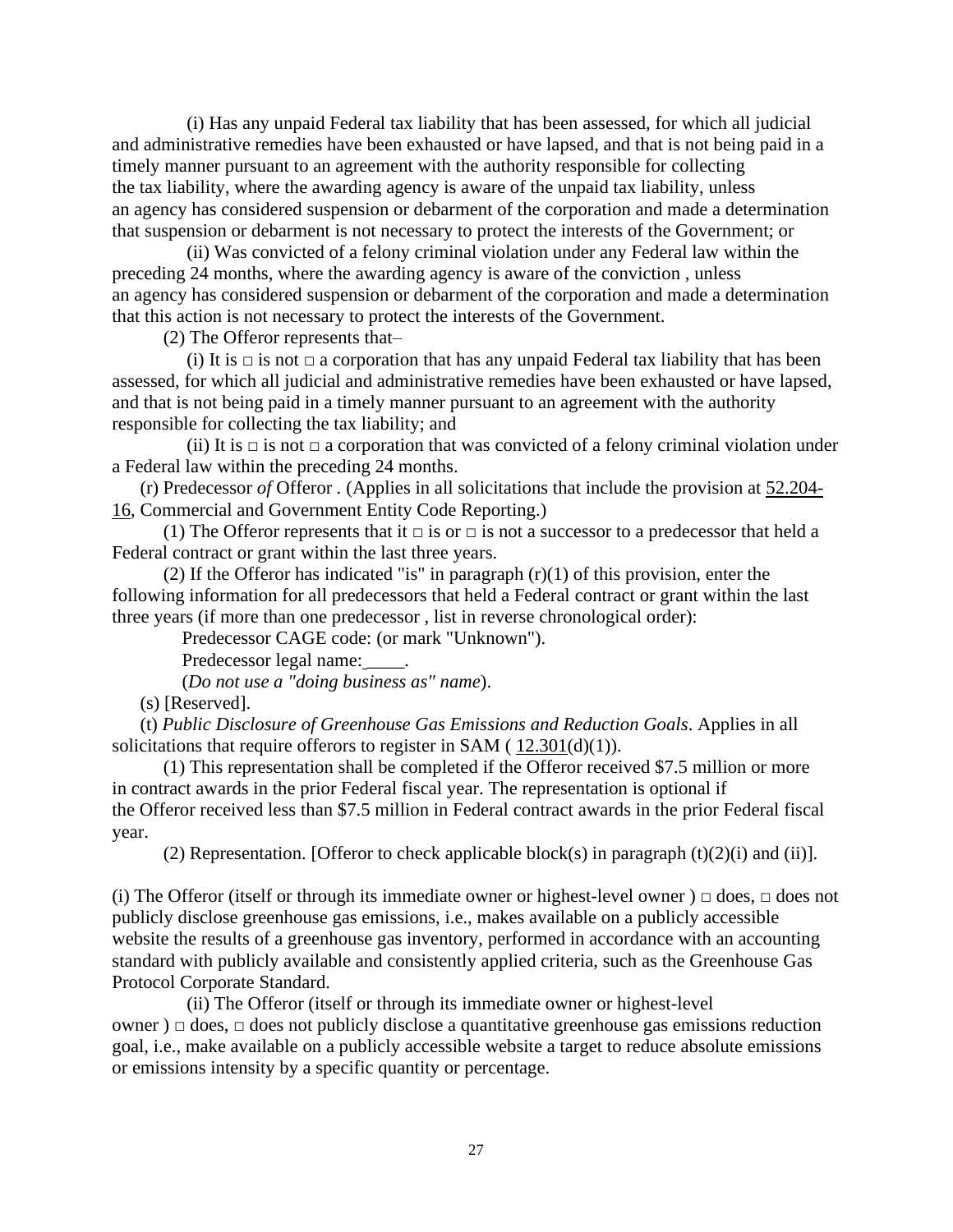(i) Has any unpaid Federal tax liability that has been assessed, for which all judicial and administrative remedies have been exhausted or have lapsed, and that is not being paid in a timely manner pursuant to an agreement with the authority responsible for collecting the tax liability, where the awarding agency is aware of the unpaid tax liability, unless an agency has considered suspension or debarment of the corporation and made a determination that suspension or debarment is not necessary to protect the interests of the Government; or

(ii) Was convicted of a felony criminal violation under any Federal law within the preceding 24 months, where the awarding agency is aware of the conviction , unless an agency has considered suspension or debarment of the corporation and made a determination that this action is not necessary to protect the interests of the Government.

(2) The Offeror represents that–

(i) It is □ is not □ a corporation that has any unpaid Federal tax liability that has been assessed, for which all judicial and administrative remedies have been exhausted or have lapsed, and that is not being paid in a timely manner pursuant to an agreement with the authority responsible for collecting the tax liability; and

(ii) It is □ is not □ a corporation that was convicted of a felony criminal violation under a Federal law within the preceding 24 months.

(r) Predecessor *of* Offeror . (Applies in all solicitations that include the provision at 52.204-16, Commercial and Government Entity Code Reporting.)

(1) The Offeror represents that it □ is or □ is not a successor to a predecessor that held a Federal contract or grant within the last three years.

(2) If the Offeror has indicated "is" in paragraph (r)(1) of this provision, enter the following information for all predecessors that held a Federal contract or grant within the last three years (if more than one predecessor , list in reverse chronological order):

Predecessor CAGE code: (or mark "Unknown").

Predecessor legal name: ____.

(*Do not use a "doing business as" name*).

(s) [Reserved].

(t) *Public Disclosure of Greenhouse Gas Emissions and Reduction Goals*. Applies in all solicitations that require offerors to register in SAM ( 12.301(d)(1)).

(1) This representation shall be completed if the Offeror received $7.5 million or more in contract awards in the prior Federal fiscal year. The representation is optional if the Offeror received less than $7.5 million in Federal contract awards in the prior Federal fiscal year.

(2) Representation. [Offeror to check applicable block(s) in paragraph (t)(2)(i) and (ii)].

(i) The Offeror (itself or through its immediate owner or highest-level owner ) □ does, □ does not publicly disclose greenhouse gas emissions, i.e., makes available on a publicly accessible website the results of a greenhouse gas inventory, performed in accordance with an accounting standard with publicly available and consistently applied criteria, such as the Greenhouse Gas Protocol Corporate Standard.

(ii) The Offeror (itself or through its immediate owner or highest-level owner ) □ does, □ does not publicly disclose a quantitative greenhouse gas emissions reduction goal, i.e., make available on a publicly accessible website a target to reduce absolute emissions or emissions intensity by a specific quantity or percentage.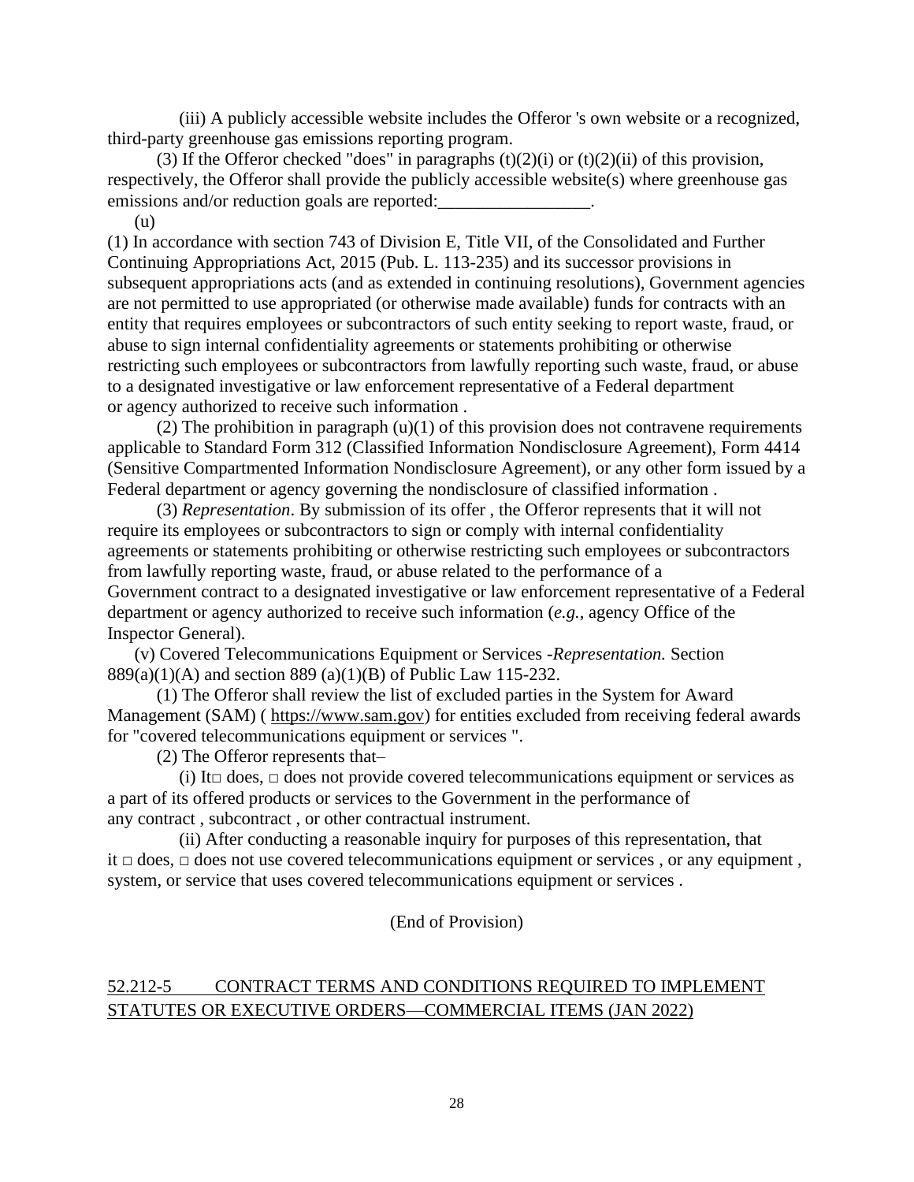(iii) A publicly accessible website includes the Offeror 's own website or a recognized, third-party greenhouse gas emissions reporting program.

(3) If the Offeror checked "does" in paragraphs (t)(2)(i) or (t)(2)(ii) of this provision, respectively, the Offeror shall provide the publicly accessible website(s) where greenhouse gas emissions and/or reduction goals are reported:_________________.

(u)

(1) In accordance with section 743 of Division E, Title VII, of the Consolidated and Further Continuing Appropriations Act, 2015 (Pub. L. 113-235) and its successor provisions in subsequent appropriations acts (and as extended in continuing resolutions), Government agencies are not permitted to use appropriated (or otherwise made available) funds for contracts with an entity that requires employees or subcontractors of such entity seeking to report waste, fraud, or abuse to sign internal confidentiality agreements or statements prohibiting or otherwise restricting such employees or subcontractors from lawfully reporting such waste, fraud, or abuse to a designated investigative or law enforcement representative of a Federal department or agency authorized to receive such information .

(2) The prohibition in paragraph (u)(1) of this provision does not contravene requirements applicable to Standard Form 312 (Classified Information Nondisclosure Agreement), Form 4414 (Sensitive Compartmented Information Nondisclosure Agreement), or any other form issued by a Federal department or agency governing the nondisclosure of classified information .

(3) *Representation*. By submission of its offer , the Offeror represents that it will not require its employees or subcontractors to sign or comply with internal confidentiality agreements or statements prohibiting or otherwise restricting such employees or subcontractors from lawfully reporting waste, fraud, or abuse related to the performance of a Government contract to a designated investigative or law enforcement representative of a Federal department or agency authorized to receive such information (*e.g.*, agency Office of the Inspector General).

(v) Covered Telecommunications Equipment or Services -*Representation.* Section 889(a)(1)(A) and section 889 (a)(1)(B) of Public Law 115-232.

(1) The Offeror shall review the list of excluded parties in the System for Award Management (SAM) ( https://www.sam.gov) for entities excluded from receiving federal awards for "covered telecommunications equipment or services ".

(2) The Offeror represents that–

(i) It□ does, □ does not provide covered telecommunications equipment or services as a part of its offered products or services to the Government in the performance of any contract , subcontract , or other contractual instrument.

(ii) After conducting a reasonable inquiry for purposes of this representation, that it □ does, □ does not use covered telecommunications equipment or services , or any equipment , system, or service that uses covered telecommunications equipment or services .

(End of Provision)

## 52.212-5 CONTRACT TERMS AND CONDITIONS REQUIRED TO IMPLEMENT STATUTES OR EXECUTIVE ORDERS—COMMERCIAL ITEMS (JAN 2022)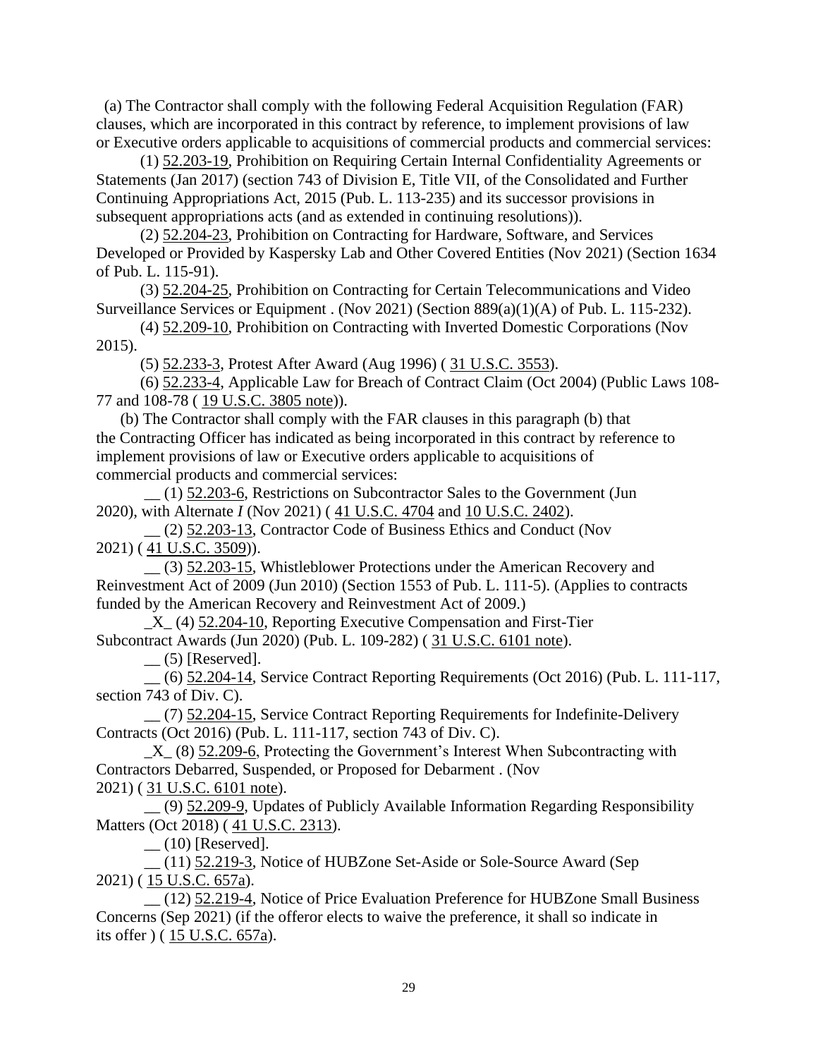(a) The Contractor shall comply with the following Federal Acquisition Regulation (FAR) clauses, which are incorporated in this contract by reference, to implement provisions of law or Executive orders applicable to acquisitions of commercial products and commercial services:

(1) 52.203-19, Prohibition on Requiring Certain Internal Confidentiality Agreements or Statements (Jan 2017) (section 743 of Division E, Title VII, of the Consolidated and Further Continuing Appropriations Act, 2015 (Pub. L. 113-235) and its successor provisions in subsequent appropriations acts (and as extended in continuing resolutions)).

(2) 52.204-23, Prohibition on Contracting for Hardware, Software, and Services Developed or Provided by Kaspersky Lab and Other Covered Entities (Nov 2021) (Section 1634 of Pub. L. 115-91).

(3) 52.204-25, Prohibition on Contracting for Certain Telecommunications and Video Surveillance Services or Equipment . (Nov 2021) (Section 889(a)(1)(A) of Pub. L. 115-232).

(4) 52.209-10, Prohibition on Contracting with Inverted Domestic Corporations (Nov 2015).

(5) 52.233-3, Protest After Award (Aug 1996) ( 31 U.S.C. 3553).

(6) 52.233-4, Applicable Law for Breach of Contract Claim (Oct 2004) (Public Laws 108-77 and 108-78 ( 19 U.S.C. 3805 note)).

(b) The Contractor shall comply with the FAR clauses in this paragraph (b) that the Contracting Officer has indicated as being incorporated in this contract by reference to implement provisions of law or Executive orders applicable to acquisitions of commercial products and commercial services:

__ (1) 52.203-6, Restrictions on Subcontractor Sales to the Government (Jun 2020), with Alternate *I* (Nov 2021) ( 41 U.S.C. 4704 and 10 U.S.C. 2402).

__ (2) 52.203-13, Contractor Code of Business Ethics and Conduct (Nov 2021) ( 41 U.S.C. 3509)).

__ (3) 52.203-15, Whistleblower Protections under the American Recovery and Reinvestment Act of 2009 (Jun 2010) (Section 1553 of Pub. L. 111-5). (Applies to contracts funded by the American Recovery and Reinvestment Act of 2009.)

_X_ (4) 52.204-10, Reporting Executive Compensation and First-Tier Subcontract Awards (Jun 2020) (Pub. L. 109-282) ( 31 U.S.C. 6101 note).

__ (5) [Reserved].

__ (6) 52.204-14, Service Contract Reporting Requirements (Oct 2016) (Pub. L. 111-117, section 743 of Div. C).

__ (7) 52.204-15, Service Contract Reporting Requirements for Indefinite-Delivery Contracts (Oct 2016) (Pub. L. 111-117, section 743 of Div. C).

_X_ (8) 52.209-6, Protecting the Government's Interest When Subcontracting with Contractors Debarred, Suspended, or Proposed for Debarment . (Nov 2021) ( 31 U.S.C. 6101 note).

__ (9) 52.209-9, Updates of Publicly Available Information Regarding Responsibility Matters (Oct 2018) ( 41 U.S.C. 2313).

__ (10) [Reserved].

__ (11) 52.219-3, Notice of HUBZone Set-Aside or Sole-Source Award (Sep 2021) ( 15 U.S.C. 657a).

__ (12) 52.219-4, Notice of Price Evaluation Preference for HUBZone Small Business Concerns (Sep 2021) (if the offeror elects to waive the preference, it shall so indicate in its offer ) ( 15 U.S.C. 657a).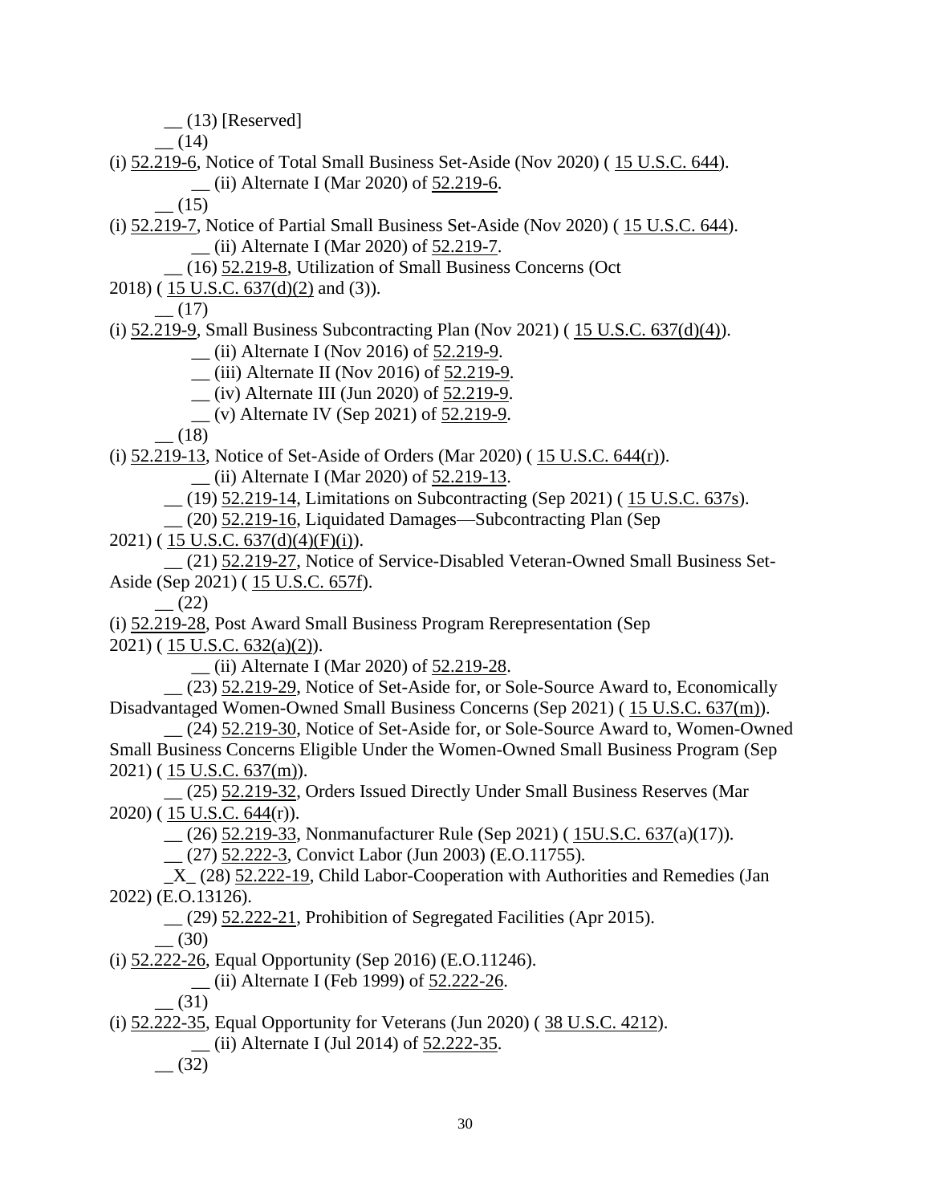__ (13) [Reserved]

__ (14)

(i) 52.219-6, Notice of Total Small Business Set-Aside (Nov 2020) ( 15 U.S.C. 644).

__ (ii) Alternate I (Mar 2020) of 52.219-6.

__ (15)

(i) 52.219-7, Notice of Partial Small Business Set-Aside (Nov 2020) ( 15 U.S.C. 644).

__ (ii) Alternate I (Mar 2020) of 52.219-7.

__ (16) 52.219-8, Utilization of Small Business Concerns (Oct 2018) ( 15 U.S.C. 637(d)(2) and (3)).

__ (17)

(i) 52.219-9, Small Business Subcontracting Plan (Nov 2021) ( 15 U.S.C. 637(d)(4)).

__ (ii) Alternate I (Nov 2016) of 52.219-9.

__ (iii) Alternate II (Nov 2016) of 52.219-9.

__ (iv) Alternate III (Jun 2020) of 52.219-9.

__ (v) Alternate IV (Sep 2021) of 52.219-9.

__ (18)

(i) 52.219-13, Notice of Set-Aside of Orders (Mar 2020) ( 15 U.S.C. 644(r)).

__ (ii) Alternate I (Mar 2020) of 52.219-13.

__ (19) 52.219-14, Limitations on Subcontracting (Sep 2021) ( 15 U.S.C. 637s).

__ (20) 52.219-16, Liquidated Damages—Subcontracting Plan (Sep 2021) ( 15 U.S.C. 637(d)(4)(F)(i)).

__ (21) 52.219-27, Notice of Service-Disabled Veteran-Owned Small Business Set-Aside (Sep 2021) ( 15 U.S.C. 657f).

__ (22)

(i) 52.219-28, Post Award Small Business Program Rerepresentation (Sep 2021) ( 15 U.S.C. 632(a)(2)).

__ (ii) Alternate I (Mar 2020) of 52.219-28.

__ (23) 52.219-29, Notice of Set-Aside for, or Sole-Source Award to, Economically Disadvantaged Women-Owned Small Business Concerns (Sep 2021) ( 15 U.S.C. 637(m)).

__ (24) 52.219-30, Notice of Set-Aside for, or Sole-Source Award to, Women-Owned Small Business Concerns Eligible Under the Women-Owned Small Business Program (Sep 2021) ( 15 U.S.C. 637(m)).

__ (25) 52.219-32, Orders Issued Directly Under Small Business Reserves (Mar 2020) ( 15 U.S.C. 644(r)).

__ (26) 52.219-33, Nonmanufacturer Rule (Sep 2021) ( 15U.S.C. 637(a)(17)).

__ (27) 52.222-3, Convict Labor (Jun 2003) (E.O.11755).

_X_ (28) 52.222-19, Child Labor-Cooperation with Authorities and Remedies (Jan 2022) (E.O.13126).

__ (29) 52.222-21, Prohibition of Segregated Facilities (Apr 2015).

__ (30)

(i) 52.222-26, Equal Opportunity (Sep 2016) (E.O.11246).

__ (ii) Alternate I (Feb 1999) of 52.222-26.

__ (31)

(i) 52.222-35, Equal Opportunity for Veterans (Jun 2020) ( 38 U.S.C. 4212).

__ (ii) Alternate I (Jul 2014) of 52.222-35.

__ (32)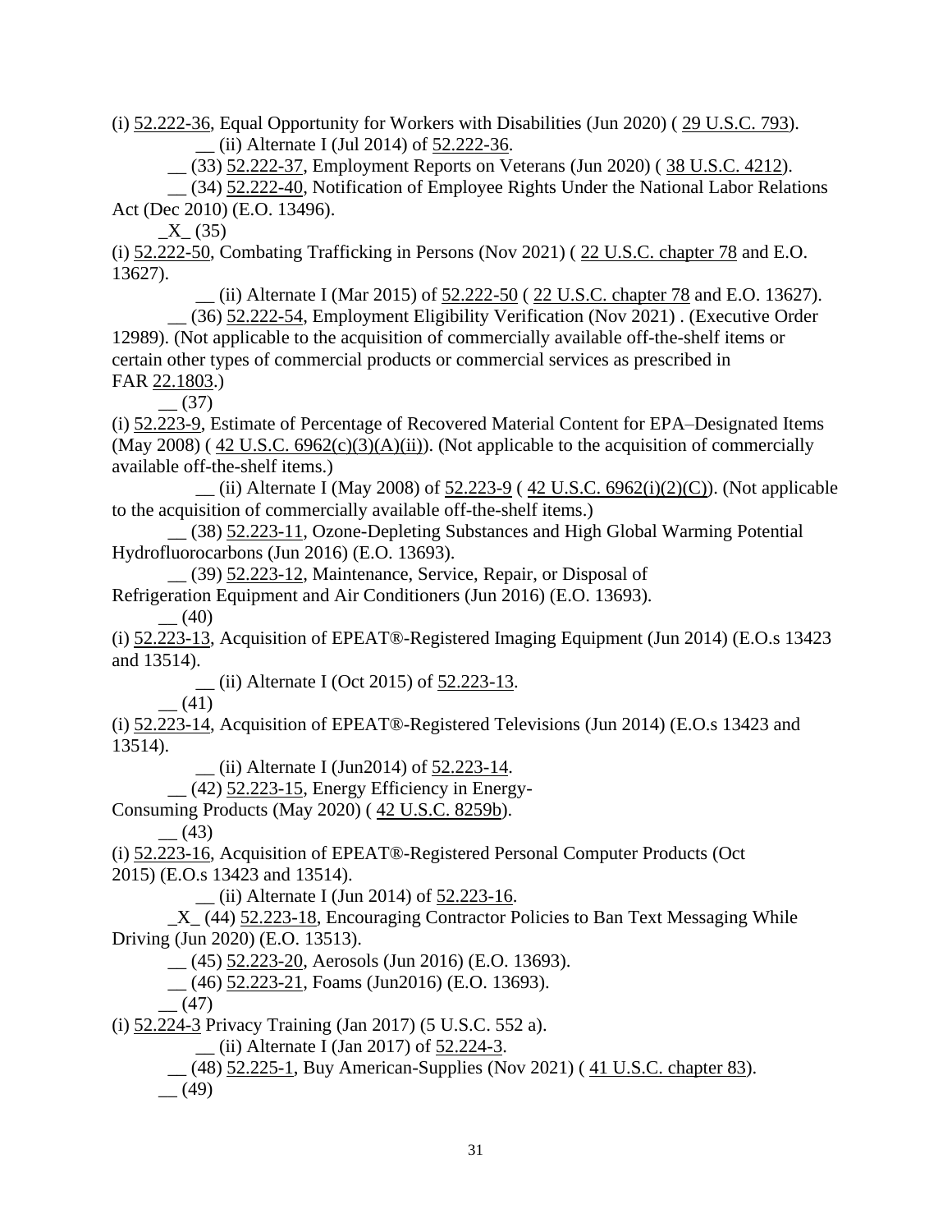(i) 52.222-36, Equal Opportunity for Workers with Disabilities (Jun 2020) ( 29 U.S.C. 793).

__ (ii) Alternate I (Jul 2014) of 52.222-36.

__ (33) 52.222-37, Employment Reports on Veterans (Jun 2020) ( 38 U.S.C. 4212).

__ (34) 52.222-40, Notification of Employee Rights Under the National Labor Relations Act (Dec 2010) (E.O. 13496).

_X_ (35)

(i) 52.222-50, Combating Trafficking in Persons (Nov 2021) ( 22 U.S.C. chapter 78 and E.O. 13627).

__ (ii) Alternate I (Mar 2015) of 52.222-50 ( 22 U.S.C. chapter 78 and E.O. 13627).

__ (36) 52.222-54, Employment Eligibility Verification (Nov 2021) . (Executive Order 12989). (Not applicable to the acquisition of commercially available off-the-shelf items or certain other types of commercial products or commercial services as prescribed in FAR 22.1803.)

__ (37)

(i) 52.223-9, Estimate of Percentage of Recovered Material Content for EPA–Designated Items (May 2008) ( 42 U.S.C. 6962(c)(3)(A)(ii)). (Not applicable to the acquisition of commercially available off-the-shelf items.)

__ (ii) Alternate I (May 2008) of 52.223-9 ( 42 U.S.C. 6962(i)(2)(C)). (Not applicable to the acquisition of commercially available off-the-shelf items.)

__ (38) 52.223-11, Ozone-Depleting Substances and High Global Warming Potential Hydrofluorocarbons (Jun 2016) (E.O. 13693).

__ (39) 52.223-12, Maintenance, Service, Repair, or Disposal of Refrigeration Equipment and Air Conditioners (Jun 2016) (E.O. 13693).

__ (40)

(i) 52.223-13, Acquisition of EPEAT®-Registered Imaging Equipment (Jun 2014) (E.O.s 13423 and 13514).

__ (ii) Alternate I (Oct 2015) of 52.223-13.

__ (41)

(i) 52.223-14, Acquisition of EPEAT®-Registered Televisions (Jun 2014) (E.O.s 13423 and 13514).

__ (ii) Alternate I (Jun2014) of 52.223-14.

__ (42) 52.223-15, Energy Efficiency in Energy-Consuming Products (May 2020) ( 42 U.S.C. 8259b).

__ (43)

(i) 52.223-16, Acquisition of EPEAT®-Registered Personal Computer Products (Oct 2015) (E.O.s 13423 and 13514).

__ (ii) Alternate I (Jun 2014) of 52.223-16.

_X_ (44) 52.223-18, Encouraging Contractor Policies to Ban Text Messaging While Driving (Jun 2020) (E.O. 13513).

__ (45) 52.223-20, Aerosols (Jun 2016) (E.O. 13693).

__ (46) 52.223-21, Foams (Jun2016) (E.O. 13693).

__ (47)

(i) 52.224-3 Privacy Training (Jan 2017) (5 U.S.C. 552 a).

__ (ii) Alternate I (Jan 2017) of 52.224-3.

__ (48) 52.225-1, Buy American-Supplies (Nov 2021) ( 41 U.S.C. chapter 83).

__ (49)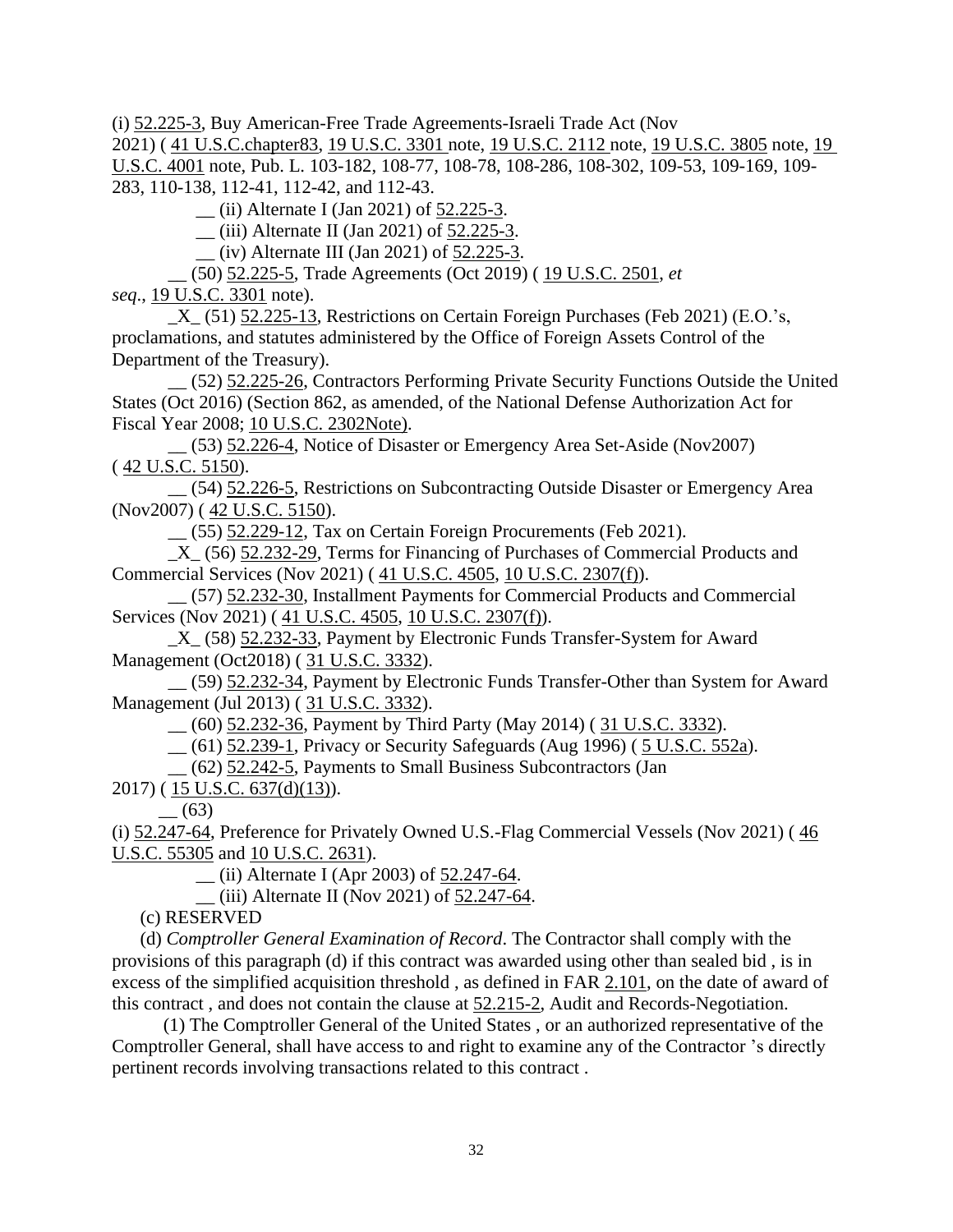(i) 52.225-3, Buy American-Free Trade Agreements-Israeli Trade Act (Nov 2021) ( 41 U.S.C.chapter83, 19 U.S.C. 3301 note, 19 U.S.C. 2112 note, 19 U.S.C. 3805 note, 19 U.S.C. 4001 note, Pub. L. 103-182, 108-77, 108-78, 108-286, 108-302, 109-53, 109-169, 109-283, 110-138, 112-41, 112-42, and 112-43.

__ (ii) Alternate I (Jan 2021) of 52.225-3.

__ (iii) Alternate II (Jan 2021) of 52.225-3.

__ (iv) Alternate III (Jan 2021) of 52.225-3.

__ (50) 52.225-5, Trade Agreements (Oct 2019) ( 19 U.S.C. 2501, *et seq*., 19 U.S.C. 3301 note).

_X_ (51) 52.225-13, Restrictions on Certain Foreign Purchases (Feb 2021) (E.O.'s, proclamations, and statutes administered by the Office of Foreign Assets Control of the Department of the Treasury).

__ (52) 52.225-26, Contractors Performing Private Security Functions Outside the United States (Oct 2016) (Section 862, as amended, of the National Defense Authorization Act for Fiscal Year 2008; 10 U.S.C. 2302Note).

__ (53) 52.226-4, Notice of Disaster or Emergency Area Set-Aside (Nov2007) ( 42 U.S.C. 5150).

__ (54) 52.226-5, Restrictions on Subcontracting Outside Disaster or Emergency Area (Nov2007) ( 42 U.S.C. 5150).

__ (55) 52.229-12, Tax on Certain Foreign Procurements (Feb 2021).

_X_ (56) 52.232-29, Terms for Financing of Purchases of Commercial Products and Commercial Services (Nov 2021) ( 41 U.S.C. 4505, 10 U.S.C. 2307(f)).

__ (57) 52.232-30, Installment Payments for Commercial Products and Commercial Services (Nov 2021) ( 41 U.S.C. 4505, 10 U.S.C. 2307(f)).

_X_ (58) 52.232-33, Payment by Electronic Funds Transfer-System for Award Management (Oct2018) ( 31 U.S.C. 3332).

__ (59) 52.232-34, Payment by Electronic Funds Transfer-Other than System for Award Management (Jul 2013) ( 31 U.S.C. 3332).

__ (60) 52.232-36, Payment by Third Party (May 2014) ( 31 U.S.C. 3332).

__ (61) 52.239-1, Privacy or Security Safeguards (Aug 1996) ( 5 U.S.C. 552a).

__ (62) 52.242-5, Payments to Small Business Subcontractors (Jan 2017) ( 15 U.S.C. 637(d)(13)).

__ (63)

(i) 52.247-64, Preference for Privately Owned U.S.-Flag Commercial Vessels (Nov 2021) ( 46 U.S.C. 55305 and 10 U.S.C. 2631).

__ (ii) Alternate I (Apr 2003) of 52.247-64.

__ (iii) Alternate II (Nov 2021) of 52.247-64.

(c) RESERVED

(d) *Comptroller General Examination of Record*. The Contractor shall comply with the provisions of this paragraph (d) if this contract was awarded using other than sealed bid , is in excess of the simplified acquisition threshold , as defined in FAR 2.101, on the date of award of this contract , and does not contain the clause at 52.215-2, Audit and Records-Negotiation.

(1) The Comptroller General of the United States , or an authorized representative of the Comptroller General, shall have access to and right to examine any of the Contractor 's directly pertinent records involving transactions related to this contract .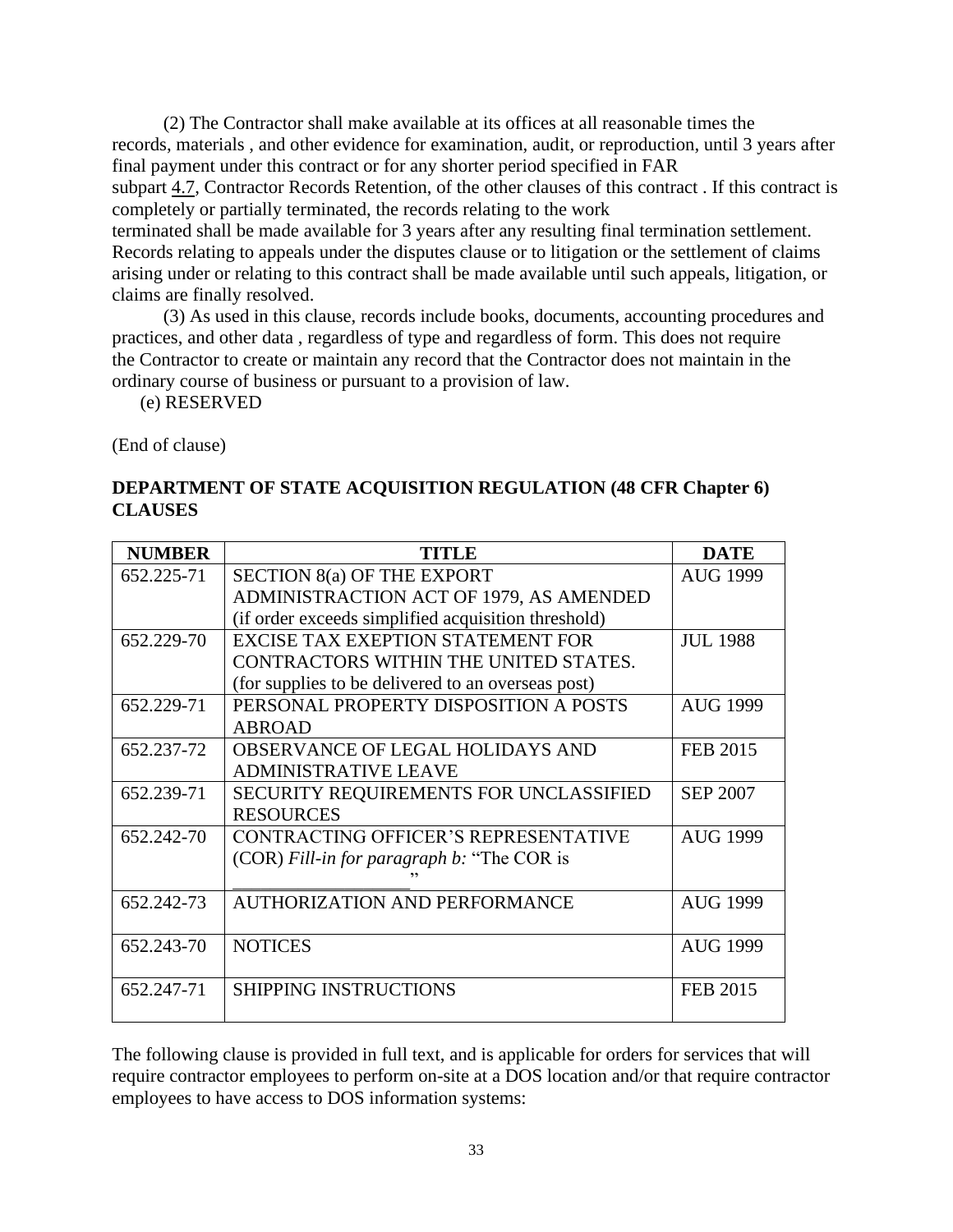(2) The Contractor shall make available at its offices at all reasonable times the records, materials , and other evidence for examination, audit, or reproduction, until 3 years after final payment under this contract or for any shorter period specified in FAR subpart 4.7, Contractor Records Retention, of the other clauses of this contract . If this contract is completely or partially terminated, the records relating to the work terminated shall be made available for 3 years after any resulting final termination settlement. Records relating to appeals under the disputes clause or to litigation or the settlement of claims arising under or relating to this contract shall be made available until such appeals, litigation, or claims are finally resolved.

(3) As used in this clause, records include books, documents, accounting procedures and practices, and other data , regardless of type and regardless of form. This does not require the Contractor to create or maintain any record that the Contractor does not maintain in the ordinary course of business or pursuant to a provision of law.

(e) RESERVED

(End of clause)

**DEPARTMENT OF STATE ACQUISITION REGULATION (48 CFR Chapter 6) CLAUSES**

| NUMBER | TITLE | DATE |
|---|---|---|
| 652.225-71 | SECTION 8(a) OF THE EXPORT ADMINISTRACTION ACT OF 1979, AS AMENDED (if order exceeds simplified acquisition threshold) | AUG 1999 |
| 652.229-70 | EXCISE TAX EXEPTION STATEMENT FOR CONTRACTORS WITHIN THE UNITED STATES. (for supplies to be delivered to an overseas post) | JUL 1988 |
| 652.229-71 | PERSONAL PROPERTY DISPOSITION A POSTS ABROAD | AUG 1999 |
| 652.237-72 | OBSERVANCE OF LEGAL HOLIDAYS AND ADMINISTRATIVE LEAVE | FEB 2015 |
| 652.239-71 | SECURITY REQUIREMENTS FOR UNCLASSIFIED RESOURCES | SEP 2007 |
| 652.242-70 | CONTRACTING OFFICER'S REPRESENTATIVE (COR) *Fill-in for paragraph b:* "The COR is ____________________" | AUG 1999 |
| 652.242-73 | AUTHORIZATION AND PERFORMANCE | AUG 1999 |
| 652.243-70 | NOTICES | AUG 1999 |
| 652.247-71 | SHIPPING INSTRUCTIONS | FEB 2015 |

The following clause is provided in full text, and is applicable for orders for services that will require contractor employees to perform on-site at a DOS location and/or that require contractor employees to have access to DOS information systems: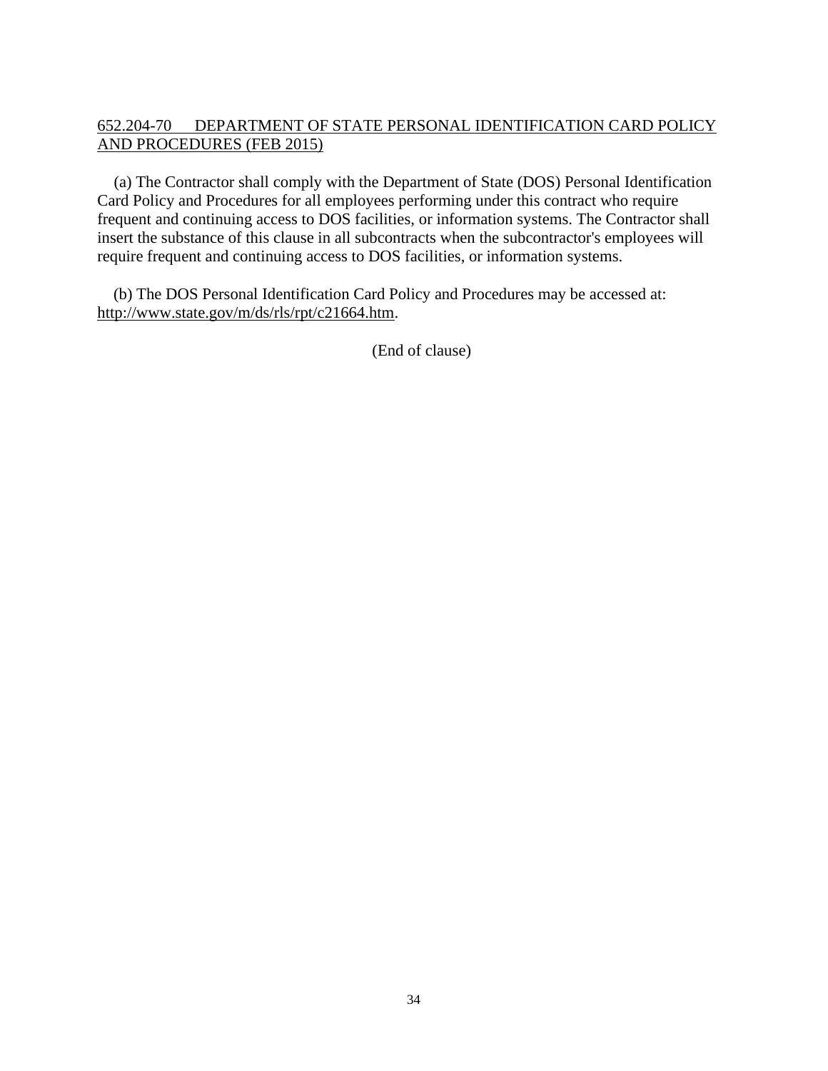652.204-70 DEPARTMENT OF STATE PERSONAL IDENTIFICATION CARD POLICY AND PROCEDURES (FEB 2015)

(a) The Contractor shall comply with the Department of State (DOS) Personal Identification Card Policy and Procedures for all employees performing under this contract who require frequent and continuing access to DOS facilities, or information systems. The Contractor shall insert the substance of this clause in all subcontracts when the subcontractor's employees will require frequent and continuing access to DOS facilities, or information systems.

(b) The DOS Personal Identification Card Policy and Procedures may be accessed at: http://www.state.gov/m/ds/rls/rpt/c21664.htm.

(End of clause)